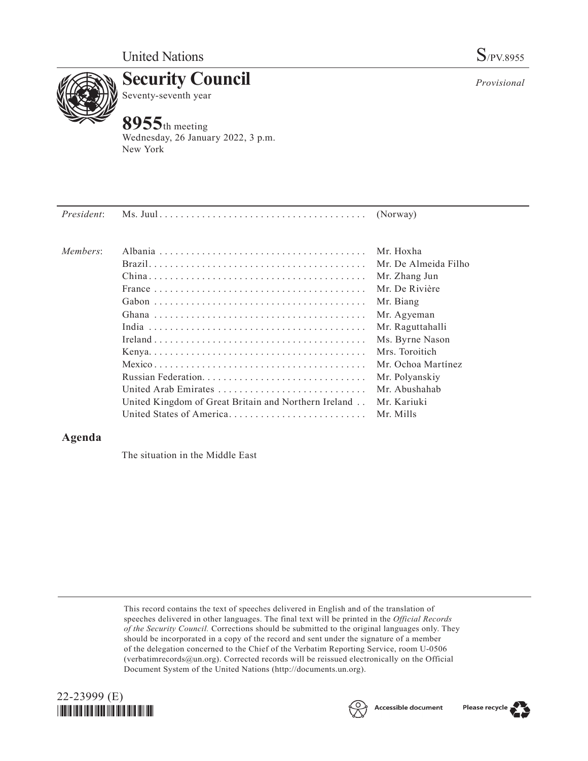United Nations

S/PV.8955

# Security Council

Seventy-seventh year

*Provisional*

## 8955th meeting

Wednesday, 26 January 2022, 3 p.m.
New York

| | | |
|---|---|---|
| *President*: | Ms. Juul | (Norway) |
| *Members*: | Albania | Mr. Hoxha |
| | Brazil | Mr. De Almeida Filho |
| | China | Mr. Zhang Jun |
| | France | Mr. De Rivière |
| | Gabon | Mr. Biang |
| | Ghana | Mr. Agyeman |
| | India | Mr. Raguttahalli |
| | Ireland | Ms. Byrne Nason |
| | Kenya | Mrs. Toroitich |
| | Mexico | Mr. Ochoa Martínez |
| | Russian Federation | Mr. Polyanskiy |
| | United Arab Emirates | Mr. Abushahab |
| | United Kingdom of Great Britain and Northern Ireland | Mr. Kariuki |
| | United States of America | Mr. Mills |

## Agenda

The situation in the Middle East

This record contains the text of speeches delivered in English and of the translation of speeches delivered in other languages. The final text will be printed in the *Official Records of the Security Council.* Corrections should be submitted to the original languages only. They should be incorporated in a copy of the record and sent under the signature of a member of the delegation concerned to the Chief of the Verbatim Reporting Service, room U-0506 (verbatimrecords@un.org). Corrected records will be reissued electronically on the Official Document System of the United Nations (http://documents.un.org).

22-23999 (E)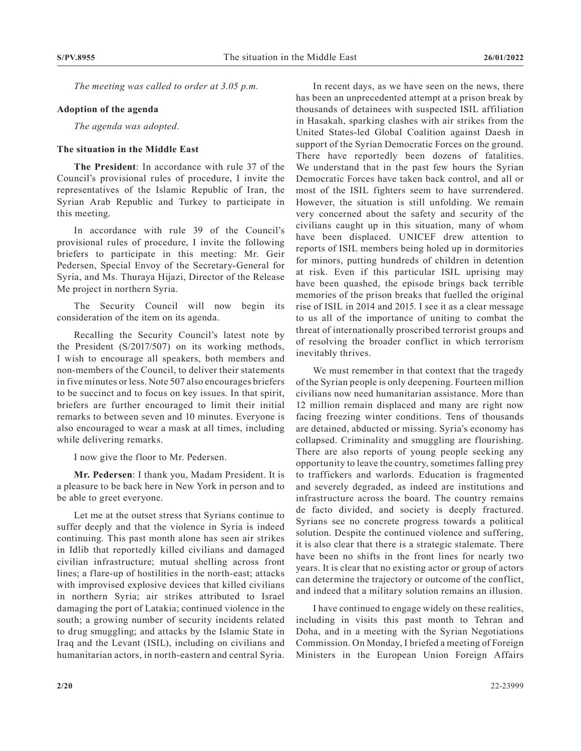*The meeting was called to order at 3.05 p.m.*

## Adoption of the agenda

*The agenda was adopted.*

## The situation in the Middle East

**The President**: In accordance with rule 37 of the Council's provisional rules of procedure, I invite the representatives of the Islamic Republic of Iran, the Syrian Arab Republic and Turkey to participate in this meeting.

In accordance with rule 39 of the Council's provisional rules of procedure, I invite the following briefers to participate in this meeting: Mr. Geir Pedersen, Special Envoy of the Secretary-General for Syria, and Ms. Thuraya Hijazi, Director of the Release Me project in northern Syria.

The Security Council will now begin its consideration of the item on its agenda.

Recalling the Security Council's latest note by the President (S/2017/507) on its working methods, I wish to encourage all speakers, both members and non-members of the Council, to deliver their statements in five minutes or less. Note 507 also encourages briefers to be succinct and to focus on key issues. In that spirit, briefers are further encouraged to limit their initial remarks to between seven and 10 minutes. Everyone is also encouraged to wear a mask at all times, including while delivering remarks.

I now give the floor to Mr. Pedersen.

**Mr. Pedersen**: I thank you, Madam President. It is a pleasure to be back here in New York in person and to be able to greet everyone.

Let me at the outset stress that Syrians continue to suffer deeply and that the violence in Syria is indeed continuing. This past month alone has seen air strikes in Idlib that reportedly killed civilians and damaged civilian infrastructure; mutual shelling across front lines; a flare-up of hostilities in the north-east; attacks with improvised explosive devices that killed civilians in northern Syria; air strikes attributed to Israel damaging the port of Latakia; continued violence in the south; a growing number of security incidents related to drug smuggling; and attacks by the Islamic State in Iraq and the Levant (ISIL), including on civilians and humanitarian actors, in north-eastern and central Syria.

In recent days, as we have seen on the news, there has been an unprecedented attempt at a prison break by thousands of detainees with suspected ISIL affiliation in Hasakah, sparking clashes with air strikes from the United States-led Global Coalition against Daesh in support of the Syrian Democratic Forces on the ground. There have reportedly been dozens of fatalities. We understand that in the past few hours the Syrian Democratic Forces have taken back control, and all or most of the ISIL fighters seem to have surrendered. However, the situation is still unfolding. We remain very concerned about the safety and security of the civilians caught up in this situation, many of whom have been displaced. UNICEF drew attention to reports of ISIL members being holed up in dormitories for minors, putting hundreds of children in detention at risk. Even if this particular ISIL uprising may have been quashed, the episode brings back terrible memories of the prison breaks that fuelled the original rise of ISIL in 2014 and 2015. I see it as a clear message to us all of the importance of uniting to combat the threat of internationally proscribed terrorist groups and of resolving the broader conflict in which terrorism inevitably thrives.

We must remember in that context that the tragedy of the Syrian people is only deepening. Fourteen million civilians now need humanitarian assistance. More than 12 million remain displaced and many are right now facing freezing winter conditions. Tens of thousands are detained, abducted or missing. Syria's economy has collapsed. Criminality and smuggling are flourishing. There are also reports of young people seeking any opportunity to leave the country, sometimes falling prey to traffickers and warlords. Education is fragmented and severely degraded, as indeed are institutions and infrastructure across the board. The country remains de facto divided, and society is deeply fractured. Syrians see no concrete progress towards a political solution. Despite the continued violence and suffering, it is also clear that there is a strategic stalemate. There have been no shifts in the front lines for nearly two years. It is clear that no existing actor or group of actors can determine the trajectory or outcome of the conflict, and indeed that a military solution remains an illusion.

I have continued to engage widely on these realities, including in visits this past month to Tehran and Doha, and in a meeting with the Syrian Negotiations Commission. On Monday, I briefed a meeting of Foreign Ministers in the European Union Foreign Affairs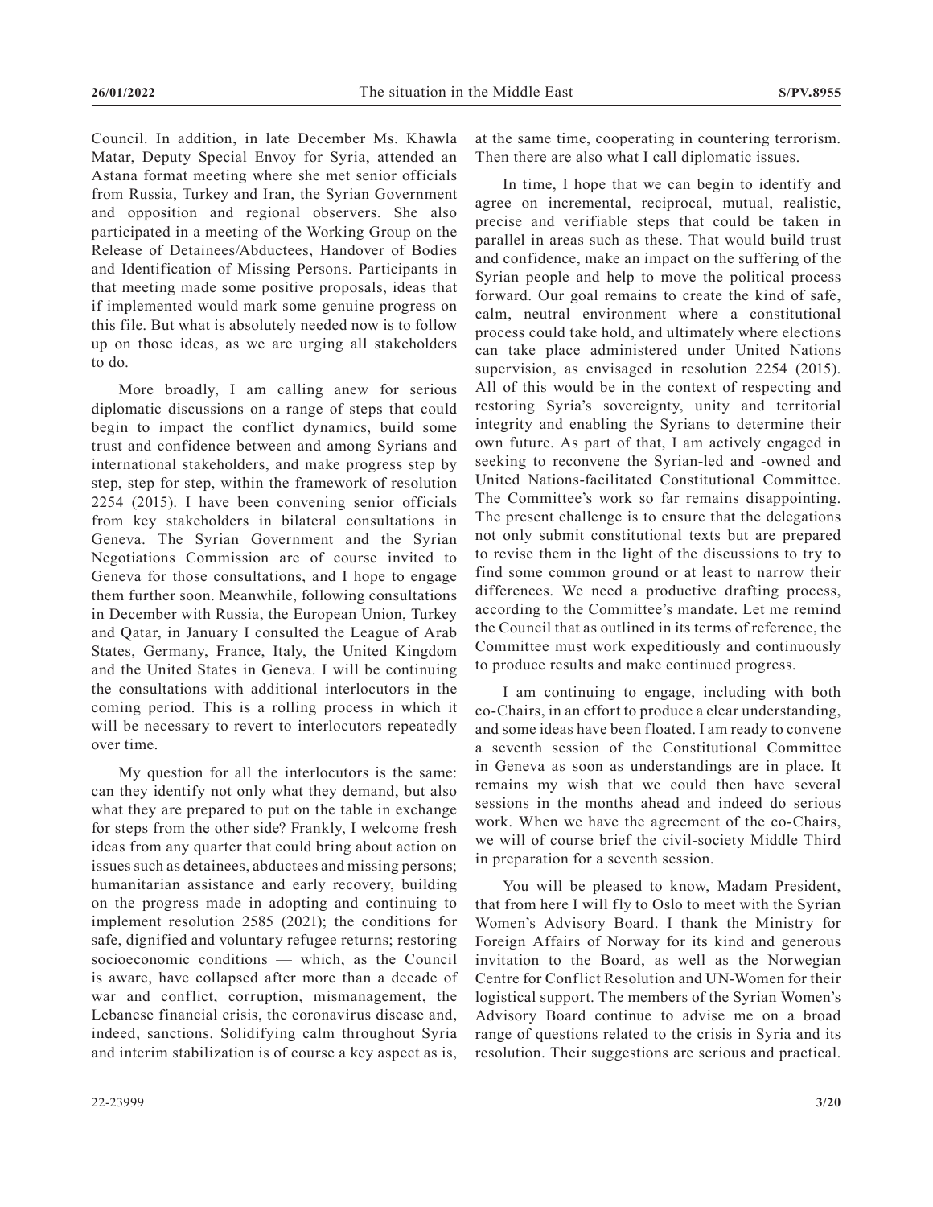Council. In addition, in late December Ms. Khawla Matar, Deputy Special Envoy for Syria, attended an Astana format meeting where she met senior officials from Russia, Turkey and Iran, the Syrian Government and opposition and regional observers. She also participated in a meeting of the Working Group on the Release of Detainees/Abductees, Handover of Bodies and Identification of Missing Persons. Participants in that meeting made some positive proposals, ideas that if implemented would mark some genuine progress on this file. But what is absolutely needed now is to follow up on those ideas, as we are urging all stakeholders to do.

More broadly, I am calling anew for serious diplomatic discussions on a range of steps that could begin to impact the conflict dynamics, build some trust and confidence between and among Syrians and international stakeholders, and make progress step by step, step for step, within the framework of resolution 2254 (2015). I have been convening senior officials from key stakeholders in bilateral consultations in Geneva. The Syrian Government and the Syrian Negotiations Commission are of course invited to Geneva for those consultations, and I hope to engage them further soon. Meanwhile, following consultations in December with Russia, the European Union, Turkey and Qatar, in January I consulted the League of Arab States, Germany, France, Italy, the United Kingdom and the United States in Geneva. I will be continuing the consultations with additional interlocutors in the coming period. This is a rolling process in which it will be necessary to revert to interlocutors repeatedly over time.

My question for all the interlocutors is the same: can they identify not only what they demand, but also what they are prepared to put on the table in exchange for steps from the other side? Frankly, I welcome fresh ideas from any quarter that could bring about action on issues such as detainees, abductees and missing persons; humanitarian assistance and early recovery, building on the progress made in adopting and continuing to implement resolution 2585 (2021); the conditions for safe, dignified and voluntary refugee returns; restoring socioeconomic conditions — which, as the Council is aware, have collapsed after more than a decade of war and conflict, corruption, mismanagement, the Lebanese financial crisis, the coronavirus disease and, indeed, sanctions. Solidifying calm throughout Syria and interim stabilization is of course a key aspect as is, at the same time, cooperating in countering terrorism. Then there are also what I call diplomatic issues.

In time, I hope that we can begin to identify and agree on incremental, reciprocal, mutual, realistic, precise and verifiable steps that could be taken in parallel in areas such as these. That would build trust and confidence, make an impact on the suffering of the Syrian people and help to move the political process forward. Our goal remains to create the kind of safe, calm, neutral environment where a constitutional process could take hold, and ultimately where elections can take place administered under United Nations supervision, as envisaged in resolution 2254 (2015). All of this would be in the context of respecting and restoring Syria's sovereignty, unity and territorial integrity and enabling the Syrians to determine their own future. As part of that, I am actively engaged in seeking to reconvene the Syrian-led and -owned and United Nations-facilitated Constitutional Committee. The Committee's work so far remains disappointing. The present challenge is to ensure that the delegations not only submit constitutional texts but are prepared to revise them in the light of the discussions to try to find some common ground or at least to narrow their differences. We need a productive drafting process, according to the Committee's mandate. Let me remind the Council that as outlined in its terms of reference, the Committee must work expeditiously and continuously to produce results and make continued progress.

I am continuing to engage, including with both co-Chairs, in an effort to produce a clear understanding, and some ideas have been floated. I am ready to convene a seventh session of the Constitutional Committee in Geneva as soon as understandings are in place. It remains my wish that we could then have several sessions in the months ahead and indeed do serious work. When we have the agreement of the co-Chairs, we will of course brief the civil-society Middle Third in preparation for a seventh session.

You will be pleased to know, Madam President, that from here I will fly to Oslo to meet with the Syrian Women's Advisory Board. I thank the Ministry for Foreign Affairs of Norway for its kind and generous invitation to the Board, as well as the Norwegian Centre for Conflict Resolution and UN-Women for their logistical support. The members of the Syrian Women's Advisory Board continue to advise me on a broad range of questions related to the crisis in Syria and its resolution. Their suggestions are serious and practical.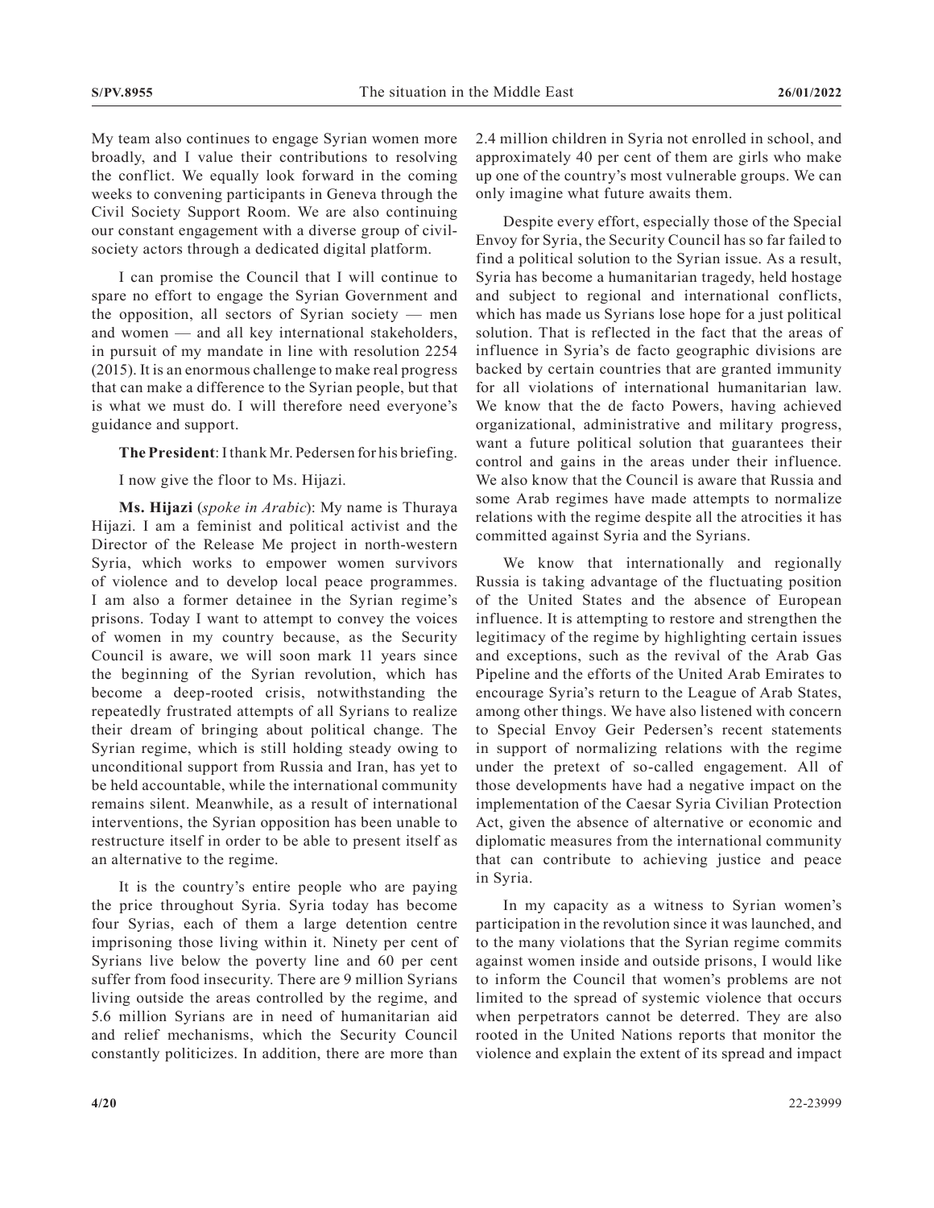My team also continues to engage Syrian women more broadly, and I value their contributions to resolving the conflict. We equally look forward in the coming weeks to convening participants in Geneva through the Civil Society Support Room. We are also continuing our constant engagement with a diverse group of civil-society actors through a dedicated digital platform.

I can promise the Council that I will continue to spare no effort to engage the Syrian Government and the opposition, all sectors of Syrian society — men and women — and all key international stakeholders, in pursuit of my mandate in line with resolution 2254 (2015). It is an enormous challenge to make real progress that can make a difference to the Syrian people, but that is what we must do. I will therefore need everyone's guidance and support.

**The President**: I thank Mr. Pedersen for his briefing.

I now give the floor to Ms. Hijazi.

**Ms. Hijazi** (*spoke in Arabic*): My name is Thuraya Hijazi. I am a feminist and political activist and the Director of the Release Me project in north-western Syria, which works to empower women survivors of violence and to develop local peace programmes. I am also a former detainee in the Syrian regime's prisons. Today I want to attempt to convey the voices of women in my country because, as the Security Council is aware, we will soon mark 11 years since the beginning of the Syrian revolution, which has become a deep-rooted crisis, notwithstanding the repeatedly frustrated attempts of all Syrians to realize their dream of bringing about political change. The Syrian regime, which is still holding steady owing to unconditional support from Russia and Iran, has yet to be held accountable, while the international community remains silent. Meanwhile, as a result of international interventions, the Syrian opposition has been unable to restructure itself in order to be able to present itself as an alternative to the regime.

It is the country's entire people who are paying the price throughout Syria. Syria today has become four Syrias, each of them a large detention centre imprisoning those living within it. Ninety per cent of Syrians live below the poverty line and 60 per cent suffer from food insecurity. There are 9 million Syrians living outside the areas controlled by the regime, and 5.6 million Syrians are in need of humanitarian aid and relief mechanisms, which the Security Council constantly politicizes. In addition, there are more than 2.4 million children in Syria not enrolled in school, and approximately 40 per cent of them are girls who make up one of the country's most vulnerable groups. We can only imagine what future awaits them.

Despite every effort, especially those of the Special Envoy for Syria, the Security Council has so far failed to find a political solution to the Syrian issue. As a result, Syria has become a humanitarian tragedy, held hostage and subject to regional and international conflicts, which has made us Syrians lose hope for a just political solution. That is reflected in the fact that the areas of influence in Syria's de facto geographic divisions are backed by certain countries that are granted immunity for all violations of international humanitarian law. We know that the de facto Powers, having achieved organizational, administrative and military progress, want a future political solution that guarantees their control and gains in the areas under their influence. We also know that the Council is aware that Russia and some Arab regimes have made attempts to normalize relations with the regime despite all the atrocities it has committed against Syria and the Syrians.

We know that internationally and regionally Russia is taking advantage of the fluctuating position of the United States and the absence of European influence. It is attempting to restore and strengthen the legitimacy of the regime by highlighting certain issues and exceptions, such as the revival of the Arab Gas Pipeline and the efforts of the United Arab Emirates to encourage Syria's return to the League of Arab States, among other things. We have also listened with concern to Special Envoy Geir Pedersen's recent statements in support of normalizing relations with the regime under the pretext of so-called engagement. All of those developments have had a negative impact on the implementation of the Caesar Syria Civilian Protection Act, given the absence of alternative or economic and diplomatic measures from the international community that can contribute to achieving justice and peace in Syria.

In my capacity as a witness to Syrian women's participation in the revolution since it was launched, and to the many violations that the Syrian regime commits against women inside and outside prisons, I would like to inform the Council that women's problems are not limited to the spread of systemic violence that occurs when perpetrators cannot be deterred. They are also rooted in the United Nations reports that monitor the violence and explain the extent of its spread and impact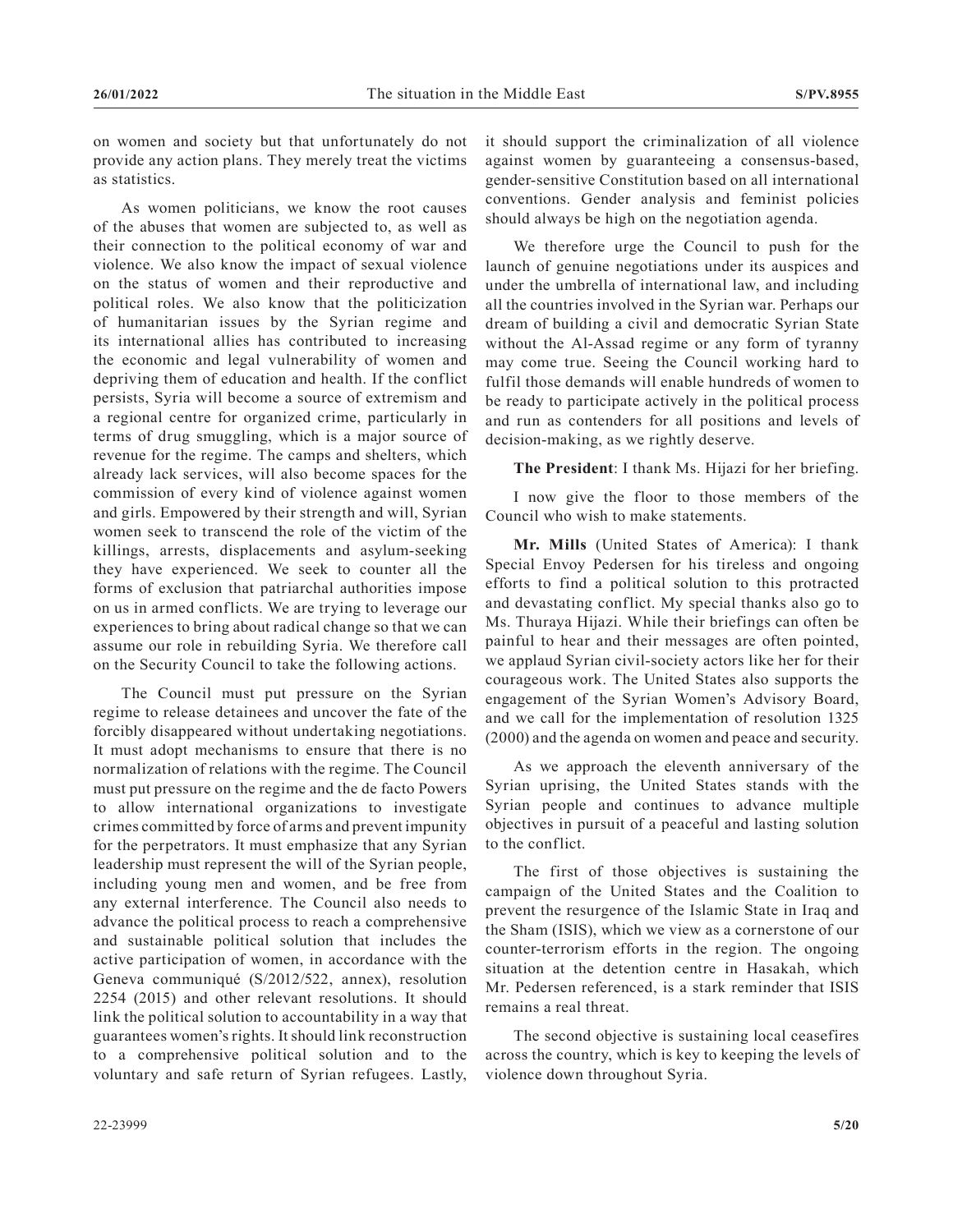on women and society but that unfortunately do not provide any action plans. They merely treat the victims as statistics.

As women politicians, we know the root causes of the abuses that women are subjected to, as well as their connection to the political economy of war and violence. We also know the impact of sexual violence on the status of women and their reproductive and political roles. We also know that the politicization of humanitarian issues by the Syrian regime and its international allies has contributed to increasing the economic and legal vulnerability of women and depriving them of education and health. If the conflict persists, Syria will become a source of extremism and a regional centre for organized crime, particularly in terms of drug smuggling, which is a major source of revenue for the regime. The camps and shelters, which already lack services, will also become spaces for the commission of every kind of violence against women and girls. Empowered by their strength and will, Syrian women seek to transcend the role of the victim of the killings, arrests, displacements and asylum-seeking they have experienced. We seek to counter all the forms of exclusion that patriarchal authorities impose on us in armed conflicts. We are trying to leverage our experiences to bring about radical change so that we can assume our role in rebuilding Syria. We therefore call on the Security Council to take the following actions.

The Council must put pressure on the Syrian regime to release detainees and uncover the fate of the forcibly disappeared without undertaking negotiations. It must adopt mechanisms to ensure that there is no normalization of relations with the regime. The Council must put pressure on the regime and the de facto Powers to allow international organizations to investigate crimes committed by force of arms and prevent impunity for the perpetrators. It must emphasize that any Syrian leadership must represent the will of the Syrian people, including young men and women, and be free from any external interference. The Council also needs to advance the political process to reach a comprehensive and sustainable political solution that includes the active participation of women, in accordance with the Geneva communiqué (S/2012/522, annex), resolution 2254 (2015) and other relevant resolutions. It should link the political solution to accountability in a way that guarantees women's rights. It should link reconstruction to a comprehensive political solution and to the voluntary and safe return of Syrian refugees. Lastly, it should support the criminalization of all violence against women by guaranteeing a consensus-based, gender-sensitive Constitution based on all international conventions. Gender analysis and feminist policies should always be high on the negotiation agenda.

We therefore urge the Council to push for the launch of genuine negotiations under its auspices and under the umbrella of international law, and including all the countries involved in the Syrian war. Perhaps our dream of building a civil and democratic Syrian State without the Al-Assad regime or any form of tyranny may come true. Seeing the Council working hard to fulfil those demands will enable hundreds of women to be ready to participate actively in the political process and run as contenders for all positions and levels of decision-making, as we rightly deserve.

**The President**: I thank Ms. Hijazi for her briefing.

I now give the floor to those members of the Council who wish to make statements.

**Mr. Mills** (United States of America): I thank Special Envoy Pedersen for his tireless and ongoing efforts to find a political solution to this protracted and devastating conflict. My special thanks also go to Ms. Thuraya Hijazi. While their briefings can often be painful to hear and their messages are often pointed, we applaud Syrian civil-society actors like her for their courageous work. The United States also supports the engagement of the Syrian Women's Advisory Board, and we call for the implementation of resolution 1325 (2000) and the agenda on women and peace and security.

As we approach the eleventh anniversary of the Syrian uprising, the United States stands with the Syrian people and continues to advance multiple objectives in pursuit of a peaceful and lasting solution to the conflict.

The first of those objectives is sustaining the campaign of the United States and the Coalition to prevent the resurgence of the Islamic State in Iraq and the Sham (ISIS), which we view as a cornerstone of our counter-terrorism efforts in the region. The ongoing situation at the detention centre in Hasakah, which Mr. Pedersen referenced, is a stark reminder that ISIS remains a real threat.

The second objective is sustaining local ceasefires across the country, which is key to keeping the levels of violence down throughout Syria.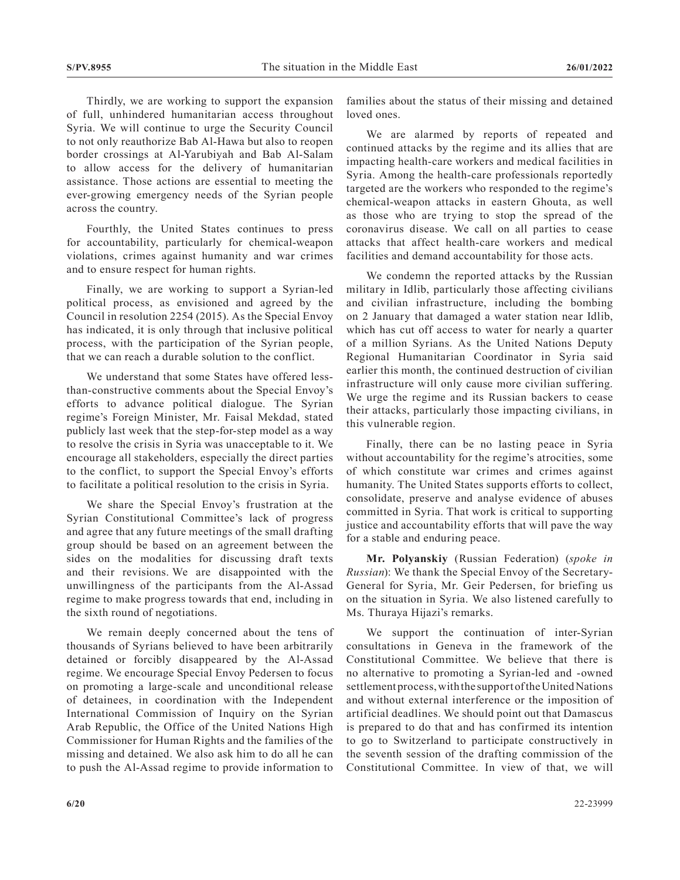Thirdly, we are working to support the expansion of full, unhindered humanitarian access throughout Syria. We will continue to urge the Security Council to not only reauthorize Bab Al-Hawa but also to reopen border crossings at Al-Yarubiyah and Bab Al-Salam to allow access for the delivery of humanitarian assistance. Those actions are essential to meeting the ever-growing emergency needs of the Syrian people across the country.

Fourthly, the United States continues to press for accountability, particularly for chemical-weapon violations, crimes against humanity and war crimes and to ensure respect for human rights.

Finally, we are working to support a Syrian-led political process, as envisioned and agreed by the Council in resolution 2254 (2015). As the Special Envoy has indicated, it is only through that inclusive political process, with the participation of the Syrian people, that we can reach a durable solution to the conflict.

We understand that some States have offered less-than-constructive comments about the Special Envoy's efforts to advance political dialogue. The Syrian regime's Foreign Minister, Mr. Faisal Mekdad, stated publicly last week that the step-for-step model as a way to resolve the crisis in Syria was unacceptable to it. We encourage all stakeholders, especially the direct parties to the conflict, to support the Special Envoy's efforts to facilitate a political resolution to the crisis in Syria.

We share the Special Envoy's frustration at the Syrian Constitutional Committee's lack of progress and agree that any future meetings of the small drafting group should be based on an agreement between the sides on the modalities for discussing draft texts and their revisions. We are disappointed with the unwillingness of the participants from the Al-Assad regime to make progress towards that end, including in the sixth round of negotiations.

We remain deeply concerned about the tens of thousands of Syrians believed to have been arbitrarily detained or forcibly disappeared by the Al-Assad regime. We encourage Special Envoy Pedersen to focus on promoting a large-scale and unconditional release of detainees, in coordination with the Independent International Commission of Inquiry on the Syrian Arab Republic, the Office of the United Nations High Commissioner for Human Rights and the families of the missing and detained. We also ask him to do all he can to push the Al-Assad regime to provide information to families about the status of their missing and detained loved ones.

We are alarmed by reports of repeated and continued attacks by the regime and its allies that are impacting health-care workers and medical facilities in Syria. Among the health-care professionals reportedly targeted are the workers who responded to the regime's chemical-weapon attacks in eastern Ghouta, as well as those who are trying to stop the spread of the coronavirus disease. We call on all parties to cease attacks that affect health-care workers and medical facilities and demand accountability for those acts.

We condemn the reported attacks by the Russian military in Idlib, particularly those affecting civilians and civilian infrastructure, including the bombing on 2 January that damaged a water station near Idlib, which has cut off access to water for nearly a quarter of a million Syrians. As the United Nations Deputy Regional Humanitarian Coordinator in Syria said earlier this month, the continued destruction of civilian infrastructure will only cause more civilian suffering. We urge the regime and its Russian backers to cease their attacks, particularly those impacting civilians, in this vulnerable region.

Finally, there can be no lasting peace in Syria without accountability for the regime's atrocities, some of which constitute war crimes and crimes against humanity. The United States supports efforts to collect, consolidate, preserve and analyse evidence of abuses committed in Syria. That work is critical to supporting justice and accountability efforts that will pave the way for a stable and enduring peace.

**Mr. Polyanskiy** (Russian Federation) (*spoke in Russian*): We thank the Special Envoy of the Secretary-General for Syria, Mr. Geir Pedersen, for briefing us on the situation in Syria. We also listened carefully to Ms. Thuraya Hijazi's remarks.

We support the continuation of inter-Syrian consultations in Geneva in the framework of the Constitutional Committee. We believe that there is no alternative to promoting a Syrian-led and -owned settlement process, with the support of the United Nations and without external interference or the imposition of artificial deadlines. We should point out that Damascus is prepared to do that and has confirmed its intention to go to Switzerland to participate constructively in the seventh session of the drafting commission of the Constitutional Committee. In view of that, we will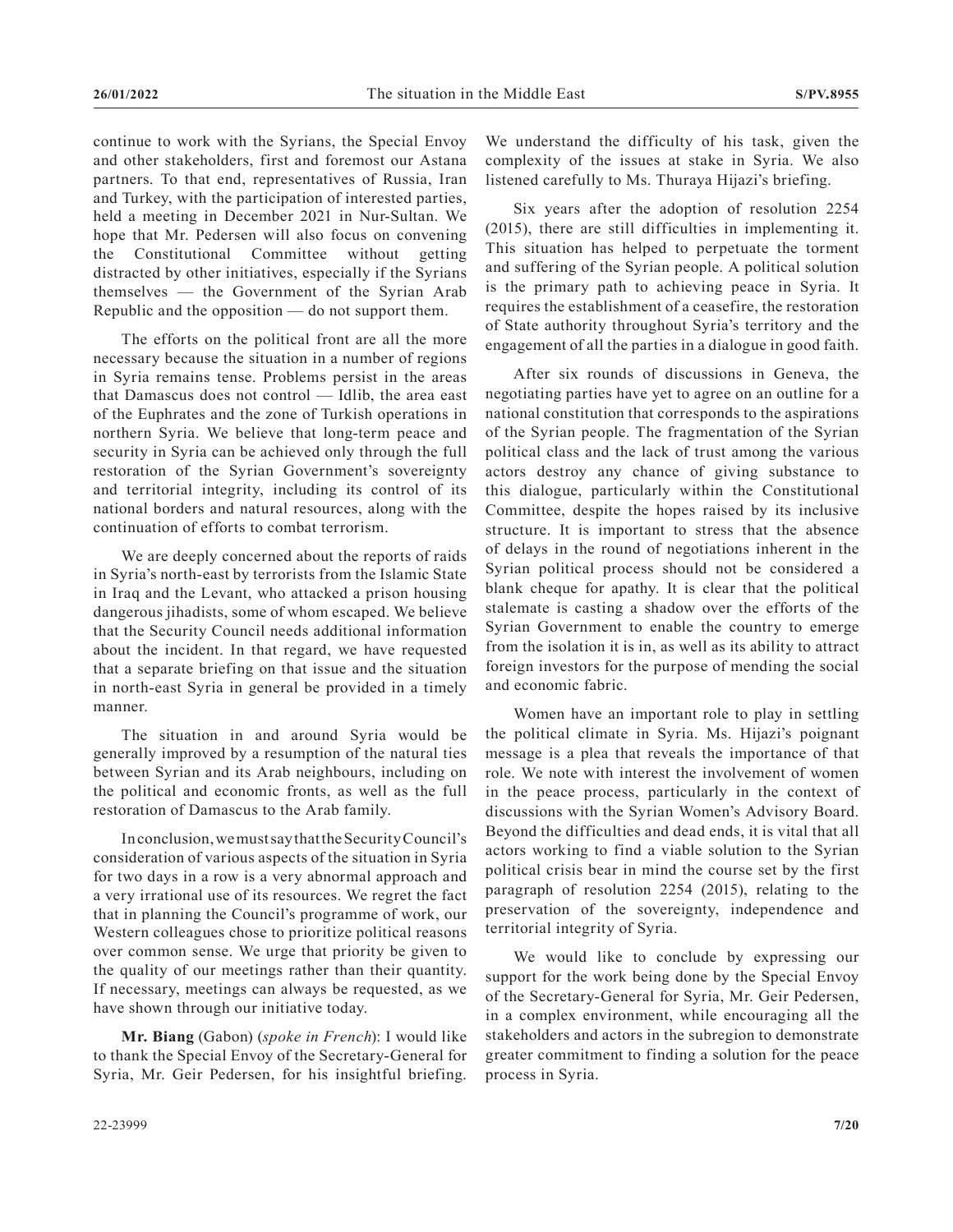continue to work with the Syrians, the Special Envoy and other stakeholders, first and foremost our Astana partners. To that end, representatives of Russia, Iran and Turkey, with the participation of interested parties, held a meeting in December 2021 in Nur-Sultan. We hope that Mr. Pedersen will also focus on convening the Constitutional Committee without getting distracted by other initiatives, especially if the Syrians themselves — the Government of the Syrian Arab Republic and the opposition — do not support them.

The efforts on the political front are all the more necessary because the situation in a number of regions in Syria remains tense. Problems persist in the areas that Damascus does not control — Idlib, the area east of the Euphrates and the zone of Turkish operations in northern Syria. We believe that long-term peace and security in Syria can be achieved only through the full restoration of the Syrian Government's sovereignty and territorial integrity, including its control of its national borders and natural resources, along with the continuation of efforts to combat terrorism.

We are deeply concerned about the reports of raids in Syria's north-east by terrorists from the Islamic State in Iraq and the Levant, who attacked a prison housing dangerous jihadists, some of whom escaped. We believe that the Security Council needs additional information about the incident. In that regard, we have requested that a separate briefing on that issue and the situation in north-east Syria in general be provided in a timely manner.

The situation in and around Syria would be generally improved by a resumption of the natural ties between Syrian and its Arab neighbours, including on the political and economic fronts, as well as the full restoration of Damascus to the Arab family.

In conclusion, we must say that the Security Council's consideration of various aspects of the situation in Syria for two days in a row is a very abnormal approach and a very irrational use of its resources. We regret the fact that in planning the Council's programme of work, our Western colleagues chose to prioritize political reasons over common sense. We urge that priority be given to the quality of our meetings rather than their quantity. If necessary, meetings can always be requested, as we have shown through our initiative today.

**Mr. Biang** (Gabon) (*spoke in French*): I would like to thank the Special Envoy of the Secretary-General for Syria, Mr. Geir Pedersen, for his insightful briefing. We understand the difficulty of his task, given the complexity of the issues at stake in Syria. We also listened carefully to Ms. Thuraya Hijazi's briefing.

Six years after the adoption of resolution 2254 (2015), there are still difficulties in implementing it. This situation has helped to perpetuate the torment and suffering of the Syrian people. A political solution is the primary path to achieving peace in Syria. It requires the establishment of a ceasefire, the restoration of State authority throughout Syria's territory and the engagement of all the parties in a dialogue in good faith.

After six rounds of discussions in Geneva, the negotiating parties have yet to agree on an outline for a national constitution that corresponds to the aspirations of the Syrian people. The fragmentation of the Syrian political class and the lack of trust among the various actors destroy any chance of giving substance to this dialogue, particularly within the Constitutional Committee, despite the hopes raised by its inclusive structure. It is important to stress that the absence of delays in the round of negotiations inherent in the Syrian political process should not be considered a blank cheque for apathy. It is clear that the political stalemate is casting a shadow over the efforts of the Syrian Government to enable the country to emerge from the isolation it is in, as well as its ability to attract foreign investors for the purpose of mending the social and economic fabric.

Women have an important role to play in settling the political climate in Syria. Ms. Hijazi's poignant message is a plea that reveals the importance of that role. We note with interest the involvement of women in the peace process, particularly in the context of discussions with the Syrian Women's Advisory Board. Beyond the difficulties and dead ends, it is vital that all actors working to find a viable solution to the Syrian political crisis bear in mind the course set by the first paragraph of resolution 2254 (2015), relating to the preservation of the sovereignty, independence and territorial integrity of Syria.

We would like to conclude by expressing our support for the work being done by the Special Envoy of the Secretary-General for Syria, Mr. Geir Pedersen, in a complex environment, while encouraging all the stakeholders and actors in the subregion to demonstrate greater commitment to finding a solution for the peace process in Syria.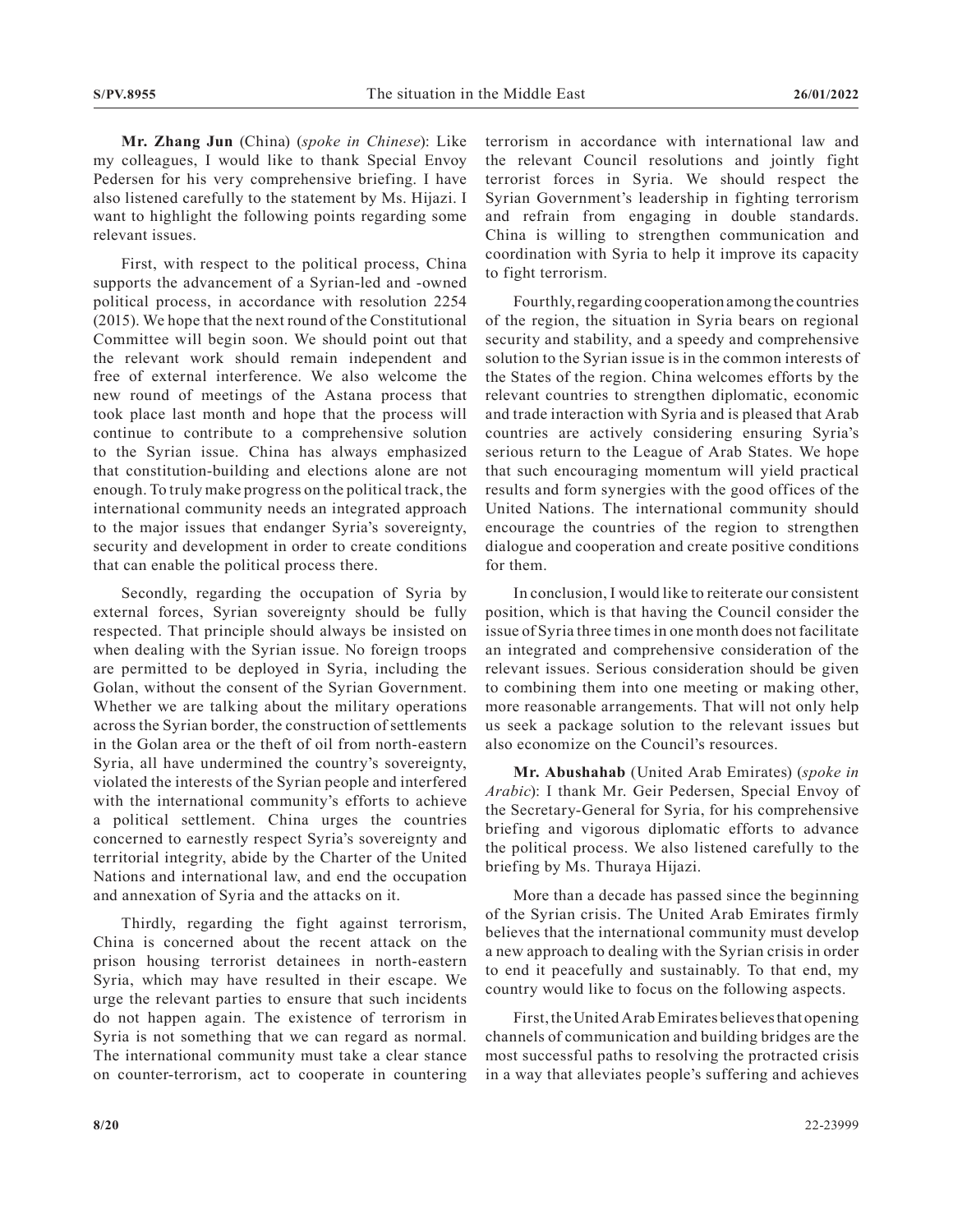**Mr. Zhang Jun** (China) (*spoke in Chinese*): Like my colleagues, I would like to thank Special Envoy Pedersen for his very comprehensive briefing. I have also listened carefully to the statement by Ms. Hijazi. I want to highlight the following points regarding some relevant issues.

First, with respect to the political process, China supports the advancement of a Syrian-led and -owned political process, in accordance with resolution 2254 (2015). We hope that the next round of the Constitutional Committee will begin soon. We should point out that the relevant work should remain independent and free of external interference. We also welcome the new round of meetings of the Astana process that took place last month and hope that the process will continue to contribute to a comprehensive solution to the Syrian issue. China has always emphasized that constitution-building and elections alone are not enough. To truly make progress on the political track, the international community needs an integrated approach to the major issues that endanger Syria's sovereignty, security and development in order to create conditions that can enable the political process there.

Secondly, regarding the occupation of Syria by external forces, Syrian sovereignty should be fully respected. That principle should always be insisted on when dealing with the Syrian issue. No foreign troops are permitted to be deployed in Syria, including the Golan, without the consent of the Syrian Government. Whether we are talking about the military operations across the Syrian border, the construction of settlements in the Golan area or the theft of oil from north-eastern Syria, all have undermined the country's sovereignty, violated the interests of the Syrian people and interfered with the international community's efforts to achieve a political settlement. China urges the countries concerned to earnestly respect Syria's sovereignty and territorial integrity, abide by the Charter of the United Nations and international law, and end the occupation and annexation of Syria and the attacks on it.

Thirdly, regarding the fight against terrorism, China is concerned about the recent attack on the prison housing terrorist detainees in north-eastern Syria, which may have resulted in their escape. We urge the relevant parties to ensure that such incidents do not happen again. The existence of terrorism in Syria is not something that we can regard as normal. The international community must take a clear stance on counter-terrorism, act to cooperate in countering terrorism in accordance with international law and the relevant Council resolutions and jointly fight terrorist forces in Syria. We should respect the Syrian Government's leadership in fighting terrorism and refrain from engaging in double standards. China is willing to strengthen communication and coordination with Syria to help it improve its capacity to fight terrorism.

Fourthly, regarding cooperation among the countries of the region, the situation in Syria bears on regional security and stability, and a speedy and comprehensive solution to the Syrian issue is in the common interests of the States of the region. China welcomes efforts by the relevant countries to strengthen diplomatic, economic and trade interaction with Syria and is pleased that Arab countries are actively considering ensuring Syria's serious return to the League of Arab States. We hope that such encouraging momentum will yield practical results and form synergies with the good offices of the United Nations. The international community should encourage the countries of the region to strengthen dialogue and cooperation and create positive conditions for them.

In conclusion, I would like to reiterate our consistent position, which is that having the Council consider the issue of Syria three times in one month does not facilitate an integrated and comprehensive consideration of the relevant issues. Serious consideration should be given to combining them into one meeting or making other, more reasonable arrangements. That will not only help us seek a package solution to the relevant issues but also economize on the Council's resources.

**Mr. Abushahab** (United Arab Emirates) (*spoke in Arabic*): I thank Mr. Geir Pedersen, Special Envoy of the Secretary-General for Syria, for his comprehensive briefing and vigorous diplomatic efforts to advance the political process. We also listened carefully to the briefing by Ms. Thuraya Hijazi.

More than a decade has passed since the beginning of the Syrian crisis. The United Arab Emirates firmly believes that the international community must develop a new approach to dealing with the Syrian crisis in order to end it peacefully and sustainably. To that end, my country would like to focus on the following aspects.

First, the United Arab Emirates believes that opening channels of communication and building bridges are the most successful paths to resolving the protracted crisis in a way that alleviates people's suffering and achieves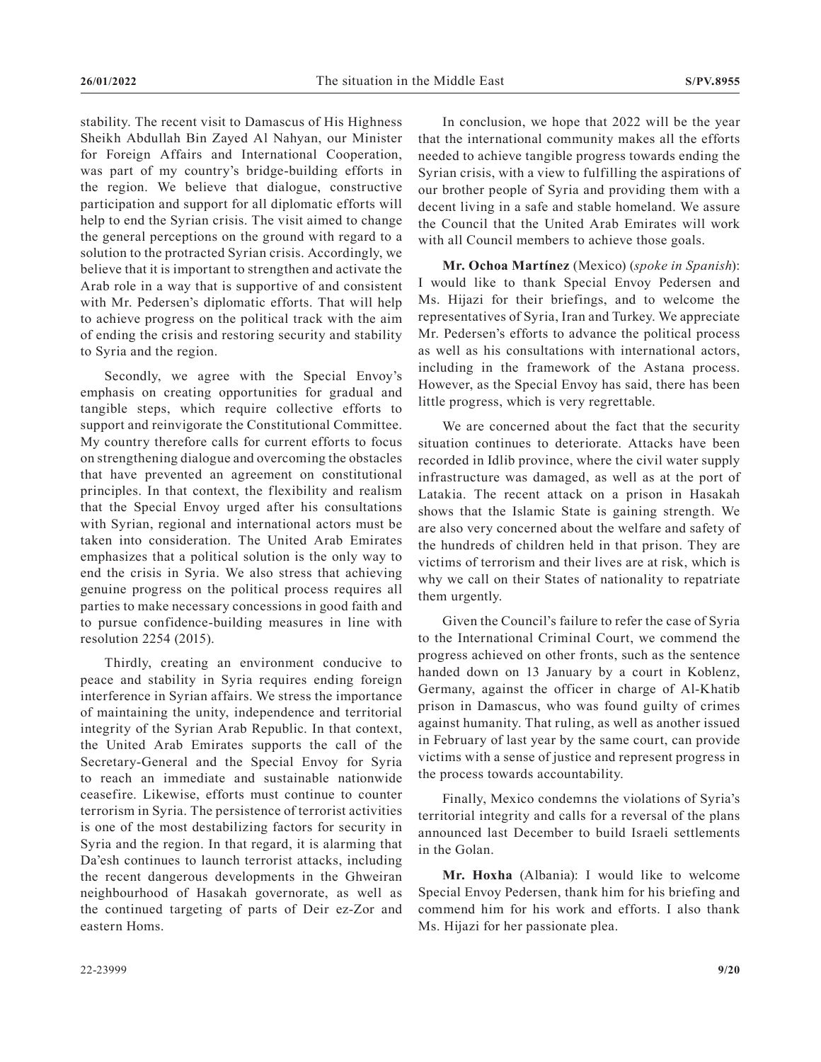stability. The recent visit to Damascus of His Highness Sheikh Abdullah Bin Zayed Al Nahyan, our Minister for Foreign Affairs and International Cooperation, was part of my country's bridge-building efforts in the region. We believe that dialogue, constructive participation and support for all diplomatic efforts will help to end the Syrian crisis. The visit aimed to change the general perceptions on the ground with regard to a solution to the protracted Syrian crisis. Accordingly, we believe that it is important to strengthen and activate the Arab role in a way that is supportive of and consistent with Mr. Pedersen's diplomatic efforts. That will help to achieve progress on the political track with the aim of ending the crisis and restoring security and stability to Syria and the region.

Secondly, we agree with the Special Envoy's emphasis on creating opportunities for gradual and tangible steps, which require collective efforts to support and reinvigorate the Constitutional Committee. My country therefore calls for current efforts to focus on strengthening dialogue and overcoming the obstacles that have prevented an agreement on constitutional principles. In that context, the flexibility and realism that the Special Envoy urged after his consultations with Syrian, regional and international actors must be taken into consideration. The United Arab Emirates emphasizes that a political solution is the only way to end the crisis in Syria. We also stress that achieving genuine progress on the political process requires all parties to make necessary concessions in good faith and to pursue confidence-building measures in line with resolution 2254 (2015).

Thirdly, creating an environment conducive to peace and stability in Syria requires ending foreign interference in Syrian affairs. We stress the importance of maintaining the unity, independence and territorial integrity of the Syrian Arab Republic. In that context, the United Arab Emirates supports the call of the Secretary-General and the Special Envoy for Syria to reach an immediate and sustainable nationwide ceasefire. Likewise, efforts must continue to counter terrorism in Syria. The persistence of terrorist activities is one of the most destabilizing factors for security in Syria and the region. In that regard, it is alarming that Da'esh continues to launch terrorist attacks, including the recent dangerous developments in the Ghweiran neighbourhood of Hasakah governorate, as well as the continued targeting of parts of Deir ez-Zor and eastern Homs.

In conclusion, we hope that 2022 will be the year that the international community makes all the efforts needed to achieve tangible progress towards ending the Syrian crisis, with a view to fulfilling the aspirations of our brother people of Syria and providing them with a decent living in a safe and stable homeland. We assure the Council that the United Arab Emirates will work with all Council members to achieve those goals.

**Mr. Ochoa Martínez** (Mexico) (*spoke in Spanish*): I would like to thank Special Envoy Pedersen and Ms. Hijazi for their briefings, and to welcome the representatives of Syria, Iran and Turkey. We appreciate Mr. Pedersen's efforts to advance the political process as well as his consultations with international actors, including in the framework of the Astana process. However, as the Special Envoy has said, there has been little progress, which is very regrettable.

We are concerned about the fact that the security situation continues to deteriorate. Attacks have been recorded in Idlib province, where the civil water supply infrastructure was damaged, as well as at the port of Latakia. The recent attack on a prison in Hasakah shows that the Islamic State is gaining strength. We are also very concerned about the welfare and safety of the hundreds of children held in that prison. They are victims of terrorism and their lives are at risk, which is why we call on their States of nationality to repatriate them urgently.

Given the Council's failure to refer the case of Syria to the International Criminal Court, we commend the progress achieved on other fronts, such as the sentence handed down on 13 January by a court in Koblenz, Germany, against the officer in charge of Al-Khatib prison in Damascus, who was found guilty of crimes against humanity. That ruling, as well as another issued in February of last year by the same court, can provide victims with a sense of justice and represent progress in the process towards accountability.

Finally, Mexico condemns the violations of Syria's territorial integrity and calls for a reversal of the plans announced last December to build Israeli settlements in the Golan.

**Mr. Hoxha** (Albania): I would like to welcome Special Envoy Pedersen, thank him for his briefing and commend him for his work and efforts. I also thank Ms. Hijazi for her passionate plea.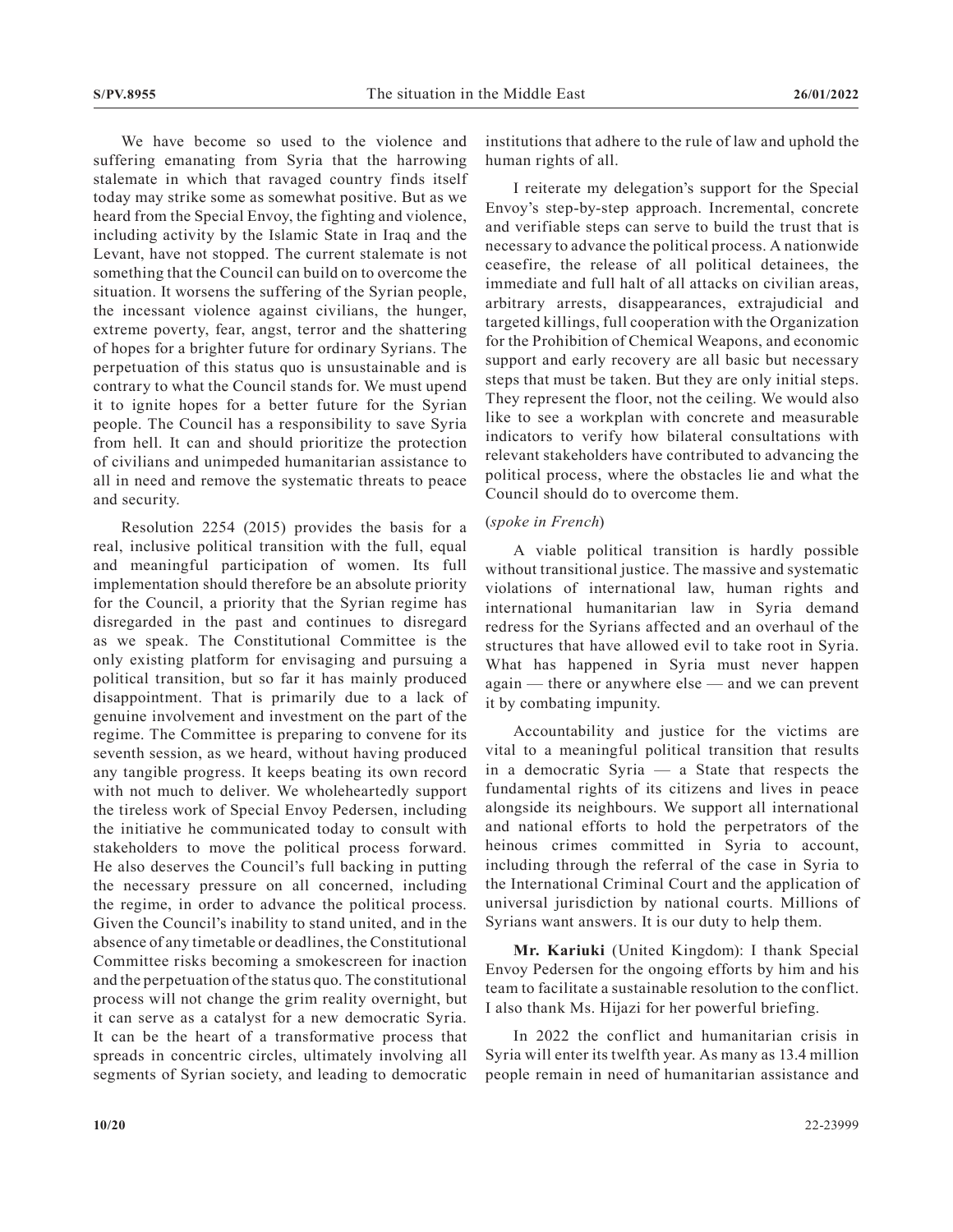We have become so used to the violence and suffering emanating from Syria that the harrowing stalemate in which that ravaged country finds itself today may strike some as somewhat positive. But as we heard from the Special Envoy, the fighting and violence, including activity by the Islamic State in Iraq and the Levant, have not stopped. The current stalemate is not something that the Council can build on to overcome the situation. It worsens the suffering of the Syrian people, the incessant violence against civilians, the hunger, extreme poverty, fear, angst, terror and the shattering of hopes for a brighter future for ordinary Syrians. The perpetuation of this status quo is unsustainable and is contrary to what the Council stands for. We must upend it to ignite hopes for a better future for the Syrian people. The Council has a responsibility to save Syria from hell. It can and should prioritize the protection of civilians and unimpeded humanitarian assistance to all in need and remove the systematic threats to peace and security.

Resolution 2254 (2015) provides the basis for a real, inclusive political transition with the full, equal and meaningful participation of women. Its full implementation should therefore be an absolute priority for the Council, a priority that the Syrian regime has disregarded in the past and continues to disregard as we speak. The Constitutional Committee is the only existing platform for envisaging and pursuing a political transition, but so far it has mainly produced disappointment. That is primarily due to a lack of genuine involvement and investment on the part of the regime. The Committee is preparing to convene for its seventh session, as we heard, without having produced any tangible progress. It keeps beating its own record with not much to deliver. We wholeheartedly support the tireless work of Special Envoy Pedersen, including the initiative he communicated today to consult with stakeholders to move the political process forward. He also deserves the Council's full backing in putting the necessary pressure on all concerned, including the regime, in order to advance the political process. Given the Council's inability to stand united, and in the absence of any timetable or deadlines, the Constitutional Committee risks becoming a smokescreen for inaction and the perpetuation of the status quo. The constitutional process will not change the grim reality overnight, but it can serve as a catalyst for a new democratic Syria. It can be the heart of a transformative process that spreads in concentric circles, ultimately involving all segments of Syrian society, and leading to democratic institutions that adhere to the rule of law and uphold the human rights of all.

I reiterate my delegation's support for the Special Envoy's step-by-step approach. Incremental, concrete and verifiable steps can serve to build the trust that is necessary to advance the political process. A nationwide ceasefire, the release of all political detainees, the immediate and full halt of all attacks on civilian areas, arbitrary arrests, disappearances, extrajudicial and targeted killings, full cooperation with the Organization for the Prohibition of Chemical Weapons, and economic support and early recovery are all basic but necessary steps that must be taken. But they are only initial steps. They represent the floor, not the ceiling. We would also like to see a workplan with concrete and measurable indicators to verify how bilateral consultations with relevant stakeholders have contributed to advancing the political process, where the obstacles lie and what the Council should do to overcome them.

(*spoke in French*)

A viable political transition is hardly possible without transitional justice. The massive and systematic violations of international law, human rights and international humanitarian law in Syria demand redress for the Syrians affected and an overhaul of the structures that have allowed evil to take root in Syria. What has happened in Syria must never happen again — there or anywhere else — and we can prevent it by combating impunity.

Accountability and justice for the victims are vital to a meaningful political transition that results in a democratic Syria — a State that respects the fundamental rights of its citizens and lives in peace alongside its neighbours. We support all international and national efforts to hold the perpetrators of the heinous crimes committed in Syria to account, including through the referral of the case in Syria to the International Criminal Court and the application of universal jurisdiction by national courts. Millions of Syrians want answers. It is our duty to help them.

**Mr. Kariuki** (United Kingdom): I thank Special Envoy Pedersen for the ongoing efforts by him and his team to facilitate a sustainable resolution to the conflict. I also thank Ms. Hijazi for her powerful briefing.

In 2022 the conflict and humanitarian crisis in Syria will enter its twelfth year. As many as 13.4 million people remain in need of humanitarian assistance and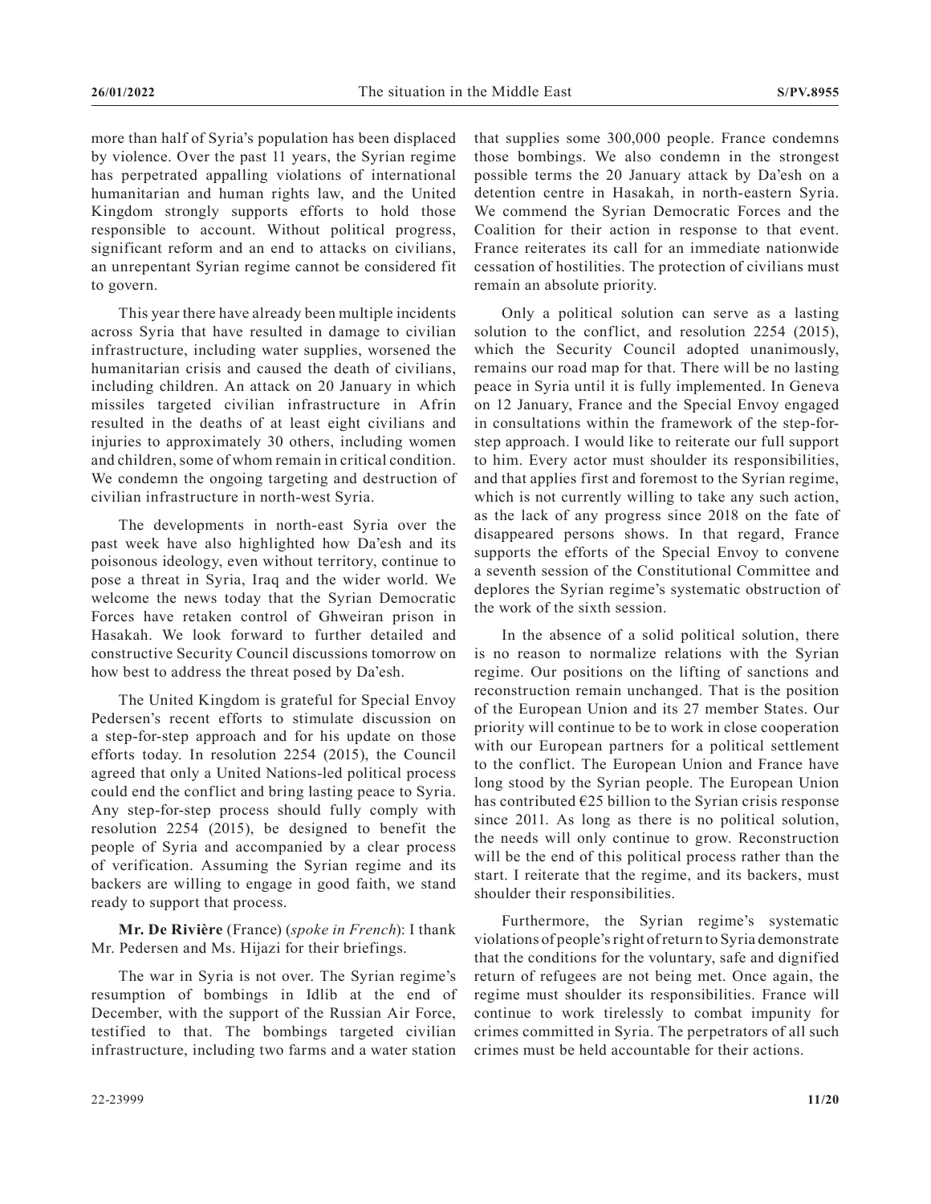more than half of Syria's population has been displaced by violence. Over the past 11 years, the Syrian regime has perpetrated appalling violations of international humanitarian and human rights law, and the United Kingdom strongly supports efforts to hold those responsible to account. Without political progress, significant reform and an end to attacks on civilians, an unrepentant Syrian regime cannot be considered fit to govern.

This year there have already been multiple incidents across Syria that have resulted in damage to civilian infrastructure, including water supplies, worsened the humanitarian crisis and caused the death of civilians, including children. An attack on 20 January in which missiles targeted civilian infrastructure in Afrin resulted in the deaths of at least eight civilians and injuries to approximately 30 others, including women and children, some of whom remain in critical condition. We condemn the ongoing targeting and destruction of civilian infrastructure in north-west Syria.

The developments in north-east Syria over the past week have also highlighted how Da'esh and its poisonous ideology, even without territory, continue to pose a threat in Syria, Iraq and the wider world. We welcome the news today that the Syrian Democratic Forces have retaken control of Ghweiran prison in Hasakah. We look forward to further detailed and constructive Security Council discussions tomorrow on how best to address the threat posed by Da'esh.

The United Kingdom is grateful for Special Envoy Pedersen's recent efforts to stimulate discussion on a step-for-step approach and for his update on those efforts today. In resolution 2254 (2015), the Council agreed that only a United Nations-led political process could end the conflict and bring lasting peace to Syria. Any step-for-step process should fully comply with resolution 2254 (2015), be designed to benefit the people of Syria and accompanied by a clear process of verification. Assuming the Syrian regime and its backers are willing to engage in good faith, we stand ready to support that process.

**Mr. De Rivière** (France) (*spoke in French*): I thank Mr. Pedersen and Ms. Hijazi for their briefings.

The war in Syria is not over. The Syrian regime's resumption of bombings in Idlib at the end of December, with the support of the Russian Air Force, testified to that. The bombings targeted civilian infrastructure, including two farms and a water station that supplies some 300,000 people. France condemns those bombings. We also condemn in the strongest possible terms the 20 January attack by Da'esh on a detention centre in Hasakah, in north-eastern Syria. We commend the Syrian Democratic Forces and the Coalition for their action in response to that event. France reiterates its call for an immediate nationwide cessation of hostilities. The protection of civilians must remain an absolute priority.

Only a political solution can serve as a lasting solution to the conflict, and resolution 2254 (2015), which the Security Council adopted unanimously, remains our road map for that. There will be no lasting peace in Syria until it is fully implemented. In Geneva on 12 January, France and the Special Envoy engaged in consultations within the framework of the step-for-step approach. I would like to reiterate our full support to him. Every actor must shoulder its responsibilities, and that applies first and foremost to the Syrian regime, which is not currently willing to take any such action, as the lack of any progress since 2018 on the fate of disappeared persons shows. In that regard, France supports the efforts of the Special Envoy to convene a seventh session of the Constitutional Committee and deplores the Syrian regime's systematic obstruction of the work of the sixth session.

In the absence of a solid political solution, there is no reason to normalize relations with the Syrian regime. Our positions on the lifting of sanctions and reconstruction remain unchanged. That is the position of the European Union and its 27 member States. Our priority will continue to be to work in close cooperation with our European partners for a political settlement to the conflict. The European Union and France have long stood by the Syrian people. The European Union has contributed €25 billion to the Syrian crisis response since 2011. As long as there is no political solution, the needs will only continue to grow. Reconstruction will be the end of this political process rather than the start. I reiterate that the regime, and its backers, must shoulder their responsibilities.

Furthermore, the Syrian regime's systematic violations of people's right of return to Syria demonstrate that the conditions for the voluntary, safe and dignified return of refugees are not being met. Once again, the regime must shoulder its responsibilities. France will continue to work tirelessly to combat impunity for crimes committed in Syria. The perpetrators of all such crimes must be held accountable for their actions.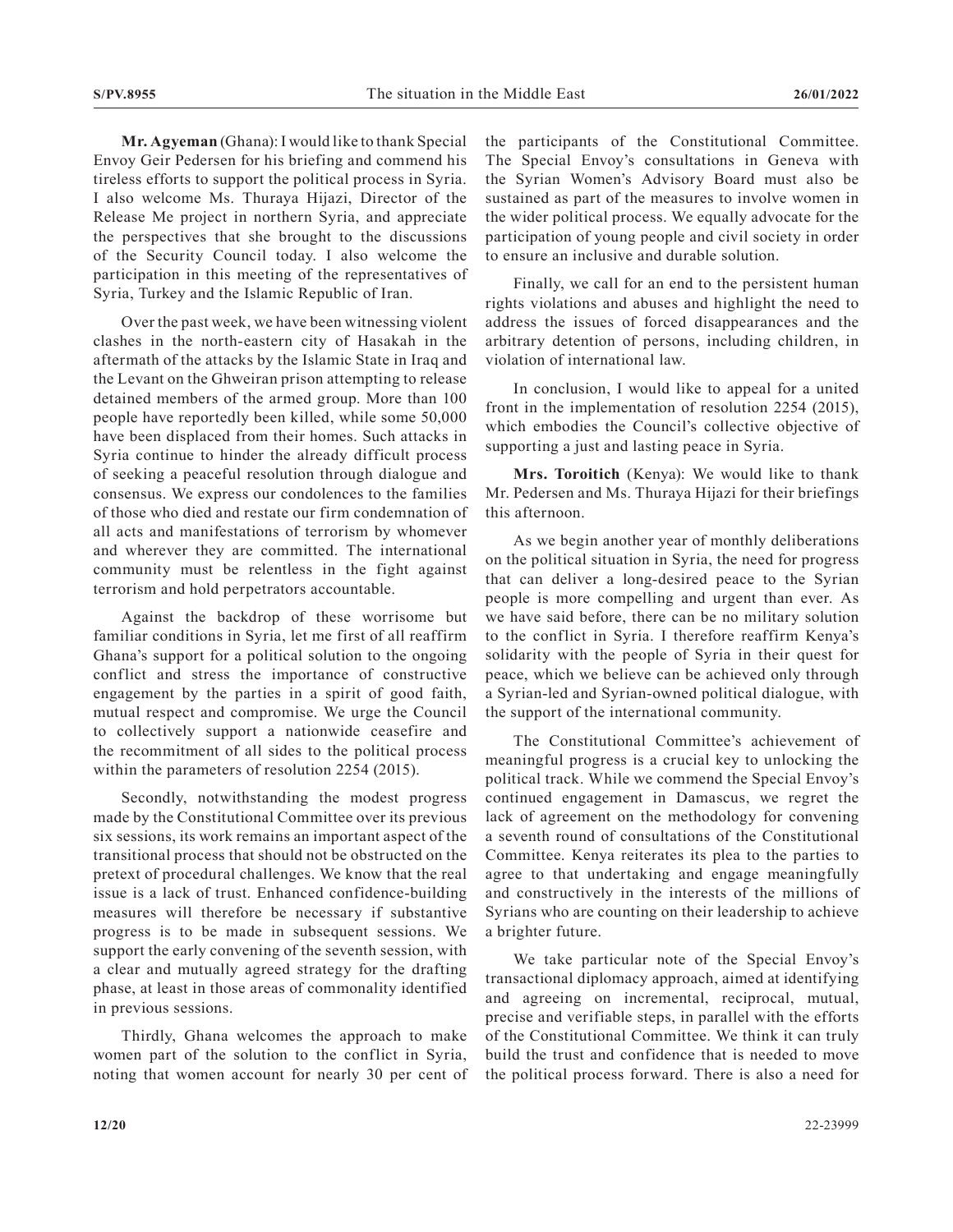**Mr. Agyeman** (Ghana): I would like to thank Special Envoy Geir Pedersen for his briefing and commend his tireless efforts to support the political process in Syria. I also welcome Ms. Thuraya Hijazi, Director of the Release Me project in northern Syria, and appreciate the perspectives that she brought to the discussions of the Security Council today. I also welcome the participation in this meeting of the representatives of Syria, Turkey and the Islamic Republic of Iran.

Over the past week, we have been witnessing violent clashes in the north-eastern city of Hasakah in the aftermath of the attacks by the Islamic State in Iraq and the Levant on the Ghweiran prison attempting to release detained members of the armed group. More than 100 people have reportedly been killed, while some 50,000 have been displaced from their homes. Such attacks in Syria continue to hinder the already difficult process of seeking a peaceful resolution through dialogue and consensus. We express our condolences to the families of those who died and restate our firm condemnation of all acts and manifestations of terrorism by whomever and wherever they are committed. The international community must be relentless in the fight against terrorism and hold perpetrators accountable.

Against the backdrop of these worrisome but familiar conditions in Syria, let me first of all reaffirm Ghana's support for a political solution to the ongoing conflict and stress the importance of constructive engagement by the parties in a spirit of good faith, mutual respect and compromise. We urge the Council to collectively support a nationwide ceasefire and the recommitment of all sides to the political process within the parameters of resolution 2254 (2015).

Secondly, notwithstanding the modest progress made by the Constitutional Committee over its previous six sessions, its work remains an important aspect of the transitional process that should not be obstructed on the pretext of procedural challenges. We know that the real issue is a lack of trust. Enhanced confidence-building measures will therefore be necessary if substantive progress is to be made in subsequent sessions. We support the early convening of the seventh session, with a clear and mutually agreed strategy for the drafting phase, at least in those areas of commonality identified in previous sessions.

Thirdly, Ghana welcomes the approach to make women part of the solution to the conflict in Syria, noting that women account for nearly 30 per cent of the participants of the Constitutional Committee. The Special Envoy's consultations in Geneva with the Syrian Women's Advisory Board must also be sustained as part of the measures to involve women in the wider political process. We equally advocate for the participation of young people and civil society in order to ensure an inclusive and durable solution.

Finally, we call for an end to the persistent human rights violations and abuses and highlight the need to address the issues of forced disappearances and the arbitrary detention of persons, including children, in violation of international law.

In conclusion, I would like to appeal for a united front in the implementation of resolution 2254 (2015), which embodies the Council's collective objective of supporting a just and lasting peace in Syria.

**Mrs. Toroitich** (Kenya): We would like to thank Mr. Pedersen and Ms. Thuraya Hijazi for their briefings this afternoon.

As we begin another year of monthly deliberations on the political situation in Syria, the need for progress that can deliver a long-desired peace to the Syrian people is more compelling and urgent than ever. As we have said before, there can be no military solution to the conflict in Syria. I therefore reaffirm Kenya's solidarity with the people of Syria in their quest for peace, which we believe can be achieved only through a Syrian-led and Syrian-owned political dialogue, with the support of the international community.

The Constitutional Committee's achievement of meaningful progress is a crucial key to unlocking the political track. While we commend the Special Envoy's continued engagement in Damascus, we regret the lack of agreement on the methodology for convening a seventh round of consultations of the Constitutional Committee. Kenya reiterates its plea to the parties to agree to that undertaking and engage meaningfully and constructively in the interests of the millions of Syrians who are counting on their leadership to achieve a brighter future.

We take particular note of the Special Envoy's transactional diplomacy approach, aimed at identifying and agreeing on incremental, reciprocal, mutual, precise and verifiable steps, in parallel with the efforts of the Constitutional Committee. We think it can truly build the trust and confidence that is needed to move the political process forward. There is also a need for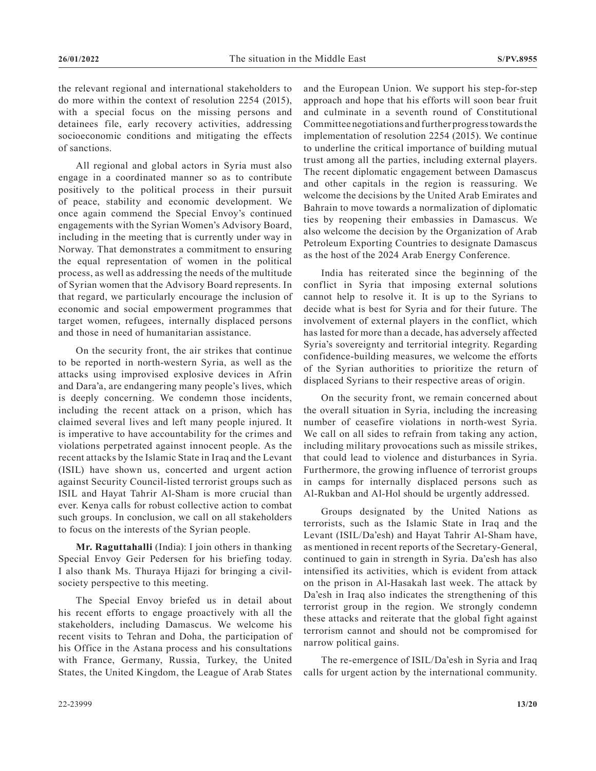the relevant regional and international stakeholders to do more within the context of resolution 2254 (2015), with a special focus on the missing persons and detainees file, early recovery activities, addressing socioeconomic conditions and mitigating the effects of sanctions.

All regional and global actors in Syria must also engage in a coordinated manner so as to contribute positively to the political process in their pursuit of peace, stability and economic development. We once again commend the Special Envoy's continued engagements with the Syrian Women's Advisory Board, including in the meeting that is currently under way in Norway. That demonstrates a commitment to ensuring the equal representation of women in the political process, as well as addressing the needs of the multitude of Syrian women that the Advisory Board represents. In that regard, we particularly encourage the inclusion of economic and social empowerment programmes that target women, refugees, internally displaced persons and those in need of humanitarian assistance.

On the security front, the air strikes that continue to be reported in north-western Syria, as well as the attacks using improvised explosive devices in Afrin and Dara'a, are endangering many people's lives, which is deeply concerning. We condemn those incidents, including the recent attack on a prison, which has claimed several lives and left many people injured. It is imperative to have accountability for the crimes and violations perpetrated against innocent people. As the recent attacks by the Islamic State in Iraq and the Levant (ISIL) have shown us, concerted and urgent action against Security Council-listed terrorist groups such as ISIL and Hayat Tahrir Al-Sham is more crucial than ever. Kenya calls for robust collective action to combat such groups. In conclusion, we call on all stakeholders to focus on the interests of the Syrian people.

**Mr. Raguttahalli** (India): I join others in thanking Special Envoy Geir Pedersen for his briefing today. I also thank Ms. Thuraya Hijazi for bringing a civil-society perspective to this meeting.

The Special Envoy briefed us in detail about his recent efforts to engage proactively with all the stakeholders, including Damascus. We welcome his recent visits to Tehran and Doha, the participation of his Office in the Astana process and his consultations with France, Germany, Russia, Turkey, the United States, the United Kingdom, the League of Arab States and the European Union. We support his step-for-step approach and hope that his efforts will soon bear fruit and culminate in a seventh round of Constitutional Committee negotiations and further progress towards the implementation of resolution 2254 (2015). We continue to underline the critical importance of building mutual trust among all the parties, including external players. The recent diplomatic engagement between Damascus and other capitals in the region is reassuring. We welcome the decisions by the United Arab Emirates and Bahrain to move towards a normalization of diplomatic ties by reopening their embassies in Damascus. We also welcome the decision by the Organization of Arab Petroleum Exporting Countries to designate Damascus as the host of the 2024 Arab Energy Conference.

India has reiterated since the beginning of the conflict in Syria that imposing external solutions cannot help to resolve it. It is up to the Syrians to decide what is best for Syria and for their future. The involvement of external players in the conflict, which has lasted for more than a decade, has adversely affected Syria's sovereignty and territorial integrity. Regarding confidence-building measures, we welcome the efforts of the Syrian authorities to prioritize the return of displaced Syrians to their respective areas of origin.

On the security front, we remain concerned about the overall situation in Syria, including the increasing number of ceasefire violations in north-west Syria. We call on all sides to refrain from taking any action, including military provocations such as missile strikes, that could lead to violence and disturbances in Syria. Furthermore, the growing influence of terrorist groups in camps for internally displaced persons such as Al-Rukban and Al-Hol should be urgently addressed.

Groups designated by the United Nations as terrorists, such as the Islamic State in Iraq and the Levant (ISIL/Da'esh) and Hayat Tahrir Al-Sham have, as mentioned in recent reports of the Secretary-General, continued to gain in strength in Syria. Da'esh has also intensified its activities, which is evident from attack on the prison in Al-Hasakah last week. The attack by Da'esh in Iraq also indicates the strengthening of this terrorist group in the region. We strongly condemn these attacks and reiterate that the global fight against terrorism cannot and should not be compromised for narrow political gains.

The re-emergence of ISIL/Da'esh in Syria and Iraq calls for urgent action by the international community.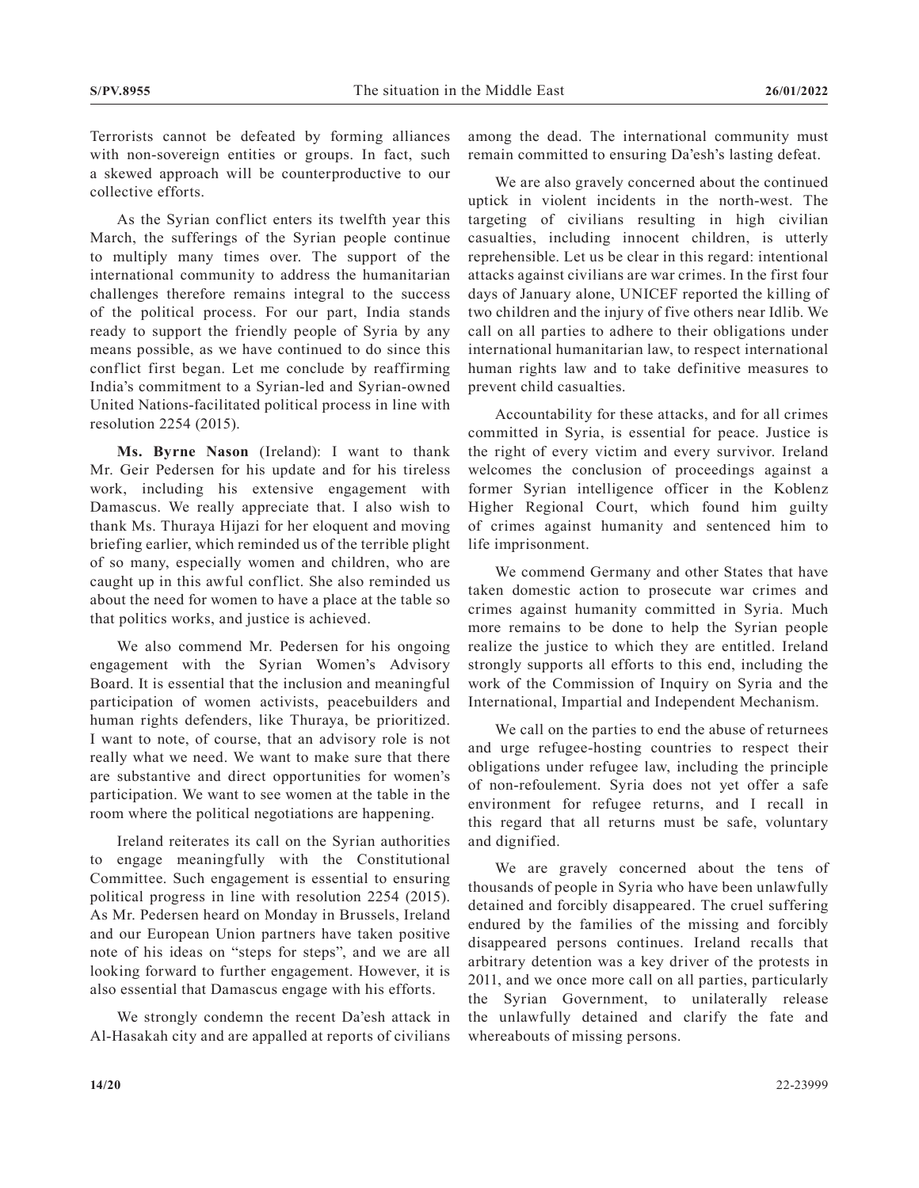Terrorists cannot be defeated by forming alliances with non-sovereign entities or groups. In fact, such a skewed approach will be counterproductive to our collective efforts.

As the Syrian conflict enters its twelfth year this March, the sufferings of the Syrian people continue to multiply many times over. The support of the international community to address the humanitarian challenges therefore remains integral to the success of the political process. For our part, India stands ready to support the friendly people of Syria by any means possible, as we have continued to do since this conflict first began. Let me conclude by reaffirming India's commitment to a Syrian-led and Syrian-owned United Nations-facilitated political process in line with resolution 2254 (2015).

**Ms. Byrne Nason** (Ireland): I want to thank Mr. Geir Pedersen for his update and for his tireless work, including his extensive engagement with Damascus. We really appreciate that. I also wish to thank Ms. Thuraya Hijazi for her eloquent and moving briefing earlier, which reminded us of the terrible plight of so many, especially women and children, who are caught up in this awful conflict. She also reminded us about the need for women to have a place at the table so that politics works, and justice is achieved.

We also commend Mr. Pedersen for his ongoing engagement with the Syrian Women's Advisory Board. It is essential that the inclusion and meaningful participation of women activists, peacebuilders and human rights defenders, like Thuraya, be prioritized. I want to note, of course, that an advisory role is not really what we need. We want to make sure that there are substantive and direct opportunities for women's participation. We want to see women at the table in the room where the political negotiations are happening.

Ireland reiterates its call on the Syrian authorities to engage meaningfully with the Constitutional Committee. Such engagement is essential to ensuring political progress in line with resolution 2254 (2015). As Mr. Pedersen heard on Monday in Brussels, Ireland and our European Union partners have taken positive note of his ideas on "steps for steps", and we are all looking forward to further engagement. However, it is also essential that Damascus engage with his efforts.

We strongly condemn the recent Da'esh attack in Al-Hasakah city and are appalled at reports of civilians among the dead. The international community must remain committed to ensuring Da'esh's lasting defeat.

We are also gravely concerned about the continued uptick in violent incidents in the north-west. The targeting of civilians resulting in high civilian casualties, including innocent children, is utterly reprehensible. Let us be clear in this regard: intentional attacks against civilians are war crimes. In the first four days of January alone, UNICEF reported the killing of two children and the injury of five others near Idlib. We call on all parties to adhere to their obligations under international humanitarian law, to respect international human rights law and to take definitive measures to prevent child casualties.

Accountability for these attacks, and for all crimes committed in Syria, is essential for peace. Justice is the right of every victim and every survivor. Ireland welcomes the conclusion of proceedings against a former Syrian intelligence officer in the Koblenz Higher Regional Court, which found him guilty of crimes against humanity and sentenced him to life imprisonment.

We commend Germany and other States that have taken domestic action to prosecute war crimes and crimes against humanity committed in Syria. Much more remains to be done to help the Syrian people realize the justice to which they are entitled. Ireland strongly supports all efforts to this end, including the work of the Commission of Inquiry on Syria and the International, Impartial and Independent Mechanism.

We call on the parties to end the abuse of returnees and urge refugee-hosting countries to respect their obligations under refugee law, including the principle of non-refoulement. Syria does not yet offer a safe environment for refugee returns, and I recall in this regard that all returns must be safe, voluntary and dignified.

We are gravely concerned about the tens of thousands of people in Syria who have been unlawfully detained and forcibly disappeared. The cruel suffering endured by the families of the missing and forcibly disappeared persons continues. Ireland recalls that arbitrary detention was a key driver of the protests in 2011, and we once more call on all parties, particularly the Syrian Government, to unilaterally release the unlawfully detained and clarify the fate and whereabouts of missing persons.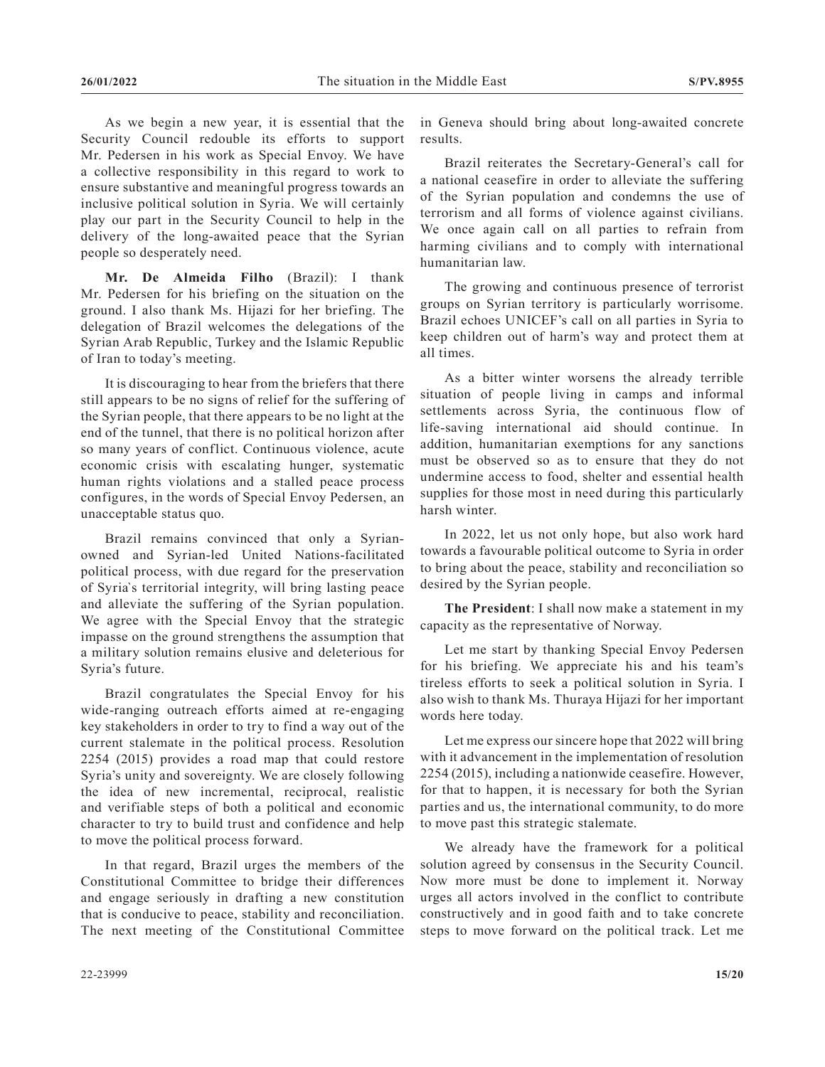As we begin a new year, it is essential that the Security Council redouble its efforts to support Mr. Pedersen in his work as Special Envoy. We have a collective responsibility in this regard to work to ensure substantive and meaningful progress towards an inclusive political solution in Syria. We will certainly play our part in the Security Council to help in the delivery of the long-awaited peace that the Syrian people so desperately need.

**Mr. De Almeida Filho** (Brazil): I thank Mr. Pedersen for his briefing on the situation on the ground. I also thank Ms. Hijazi for her briefing. The delegation of Brazil welcomes the delegations of the Syrian Arab Republic, Turkey and the Islamic Republic of Iran to today's meeting.

It is discouraging to hear from the briefers that there still appears to be no signs of relief for the suffering of the Syrian people, that there appears to be no light at the end of the tunnel, that there is no political horizon after so many years of conflict. Continuous violence, acute economic crisis with escalating hunger, systematic human rights violations and a stalled peace process configures, in the words of Special Envoy Pedersen, an unacceptable status quo.

Brazil remains convinced that only a Syrian-owned and Syrian-led United Nations-facilitated political process, with due regard for the preservation of Syria`s territorial integrity, will bring lasting peace and alleviate the suffering of the Syrian population. We agree with the Special Envoy that the strategic impasse on the ground strengthens the assumption that a military solution remains elusive and deleterious for Syria's future.

Brazil congratulates the Special Envoy for his wide-ranging outreach efforts aimed at re-engaging key stakeholders in order to try to find a way out of the current stalemate in the political process. Resolution 2254 (2015) provides a road map that could restore Syria's unity and sovereignty. We are closely following the idea of new incremental, reciprocal, realistic and verifiable steps of both a political and economic character to try to build trust and confidence and help to move the political process forward.

In that regard, Brazil urges the members of the Constitutional Committee to bridge their differences and engage seriously in drafting a new constitution that is conducive to peace, stability and reconciliation. The next meeting of the Constitutional Committee in Geneva should bring about long-awaited concrete results.

Brazil reiterates the Secretary-General's call for a national ceasefire in order to alleviate the suffering of the Syrian population and condemns the use of terrorism and all forms of violence against civilians. We once again call on all parties to refrain from harming civilians and to comply with international humanitarian law.

The growing and continuous presence of terrorist groups on Syrian territory is particularly worrisome. Brazil echoes UNICEF's call on all parties in Syria to keep children out of harm's way and protect them at all times.

As a bitter winter worsens the already terrible situation of people living in camps and informal settlements across Syria, the continuous flow of life-saving international aid should continue. In addition, humanitarian exemptions for any sanctions must be observed so as to ensure that they do not undermine access to food, shelter and essential health supplies for those most in need during this particularly harsh winter.

In 2022, let us not only hope, but also work hard towards a favourable political outcome to Syria in order to bring about the peace, stability and reconciliation so desired by the Syrian people.

**The President**: I shall now make a statement in my capacity as the representative of Norway.

Let me start by thanking Special Envoy Pedersen for his briefing. We appreciate his and his team's tireless efforts to seek a political solution in Syria. I also wish to thank Ms. Thuraya Hijazi for her important words here today.

Let me express our sincere hope that 2022 will bring with it advancement in the implementation of resolution 2254 (2015), including a nationwide ceasefire. However, for that to happen, it is necessary for both the Syrian parties and us, the international community, to do more to move past this strategic stalemate.

We already have the framework for a political solution agreed by consensus in the Security Council. Now more must be done to implement it. Norway urges all actors involved in the conflict to contribute constructively and in good faith and to take concrete steps to move forward on the political track. Let me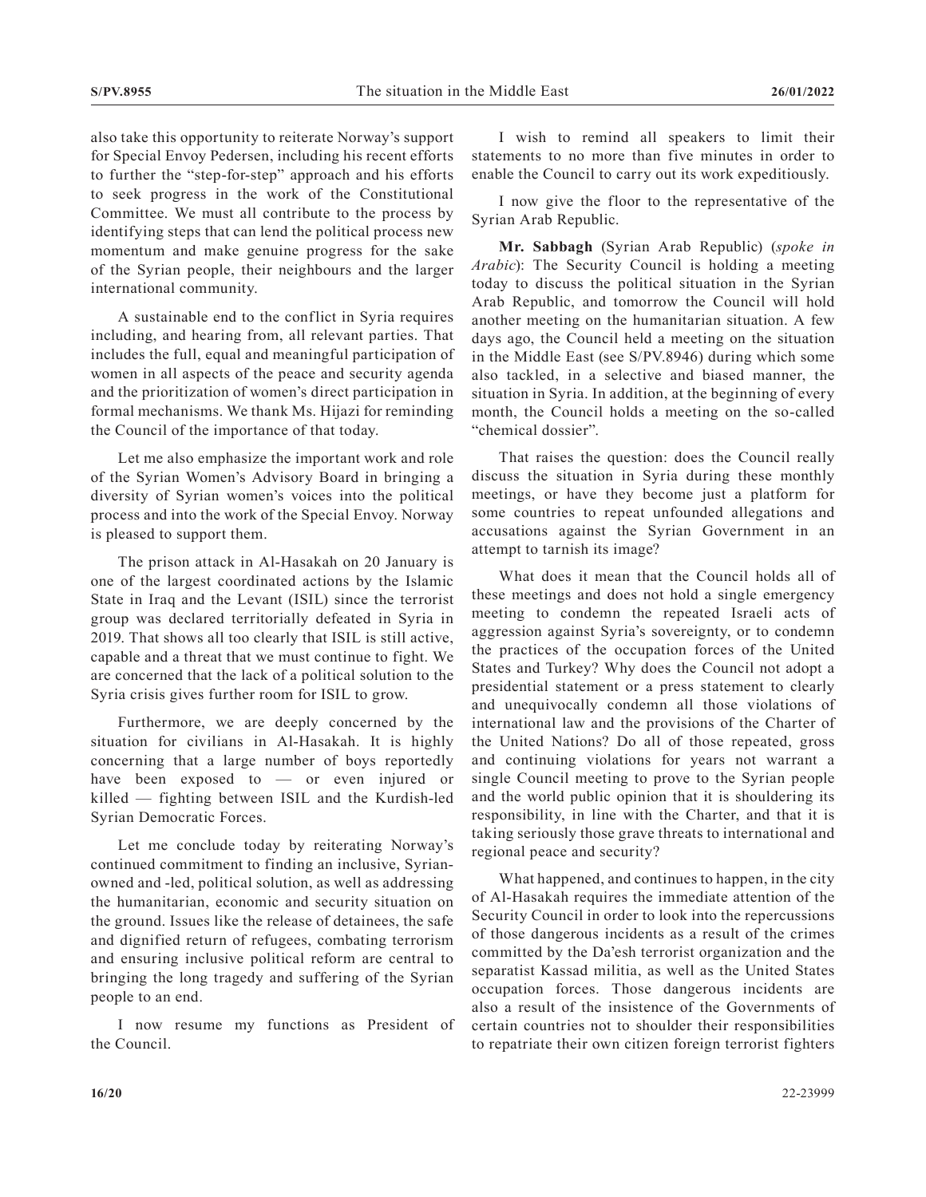also take this opportunity to reiterate Norway's support for Special Envoy Pedersen, including his recent efforts to further the "step-for-step" approach and his efforts to seek progress in the work of the Constitutional Committee. We must all contribute to the process by identifying steps that can lend the political process new momentum and make genuine progress for the sake of the Syrian people, their neighbours and the larger international community.

A sustainable end to the conflict in Syria requires including, and hearing from, all relevant parties. That includes the full, equal and meaningful participation of women in all aspects of the peace and security agenda and the prioritization of women's direct participation in formal mechanisms. We thank Ms. Hijazi for reminding the Council of the importance of that today.

Let me also emphasize the important work and role of the Syrian Women's Advisory Board in bringing a diversity of Syrian women's voices into the political process and into the work of the Special Envoy. Norway is pleased to support them.

The prison attack in Al-Hasakah on 20 January is one of the largest coordinated actions by the Islamic State in Iraq and the Levant (ISIL) since the terrorist group was declared territorially defeated in Syria in 2019. That shows all too clearly that ISIL is still active, capable and a threat that we must continue to fight. We are concerned that the lack of a political solution to the Syria crisis gives further room for ISIL to grow.

Furthermore, we are deeply concerned by the situation for civilians in Al-Hasakah. It is highly concerning that a large number of boys reportedly have been exposed to — or even injured or killed — fighting between ISIL and the Kurdish-led Syrian Democratic Forces.

Let me conclude today by reiterating Norway's continued commitment to finding an inclusive, Syrian-owned and -led, political solution, as well as addressing the humanitarian, economic and security situation on the ground. Issues like the release of detainees, the safe and dignified return of refugees, combating terrorism and ensuring inclusive political reform are central to bringing the long tragedy and suffering of the Syrian people to an end.

I now resume my functions as President of the Council.

I wish to remind all speakers to limit their statements to no more than five minutes in order to enable the Council to carry out its work expeditiously.

I now give the floor to the representative of the Syrian Arab Republic.

**Mr. Sabbagh** (Syrian Arab Republic) (*spoke in Arabic*): The Security Council is holding a meeting today to discuss the political situation in the Syrian Arab Republic, and tomorrow the Council will hold another meeting on the humanitarian situation. A few days ago, the Council held a meeting on the situation in the Middle East (see S/PV.8946) during which some also tackled, in a selective and biased manner, the situation in Syria. In addition, at the beginning of every month, the Council holds a meeting on the so-called "chemical dossier".

That raises the question: does the Council really discuss the situation in Syria during these monthly meetings, or have they become just a platform for some countries to repeat unfounded allegations and accusations against the Syrian Government in an attempt to tarnish its image?

What does it mean that the Council holds all of these meetings and does not hold a single emergency meeting to condemn the repeated Israeli acts of aggression against Syria's sovereignty, or to condemn the practices of the occupation forces of the United States and Turkey? Why does the Council not adopt a presidential statement or a press statement to clearly and unequivocally condemn all those violations of international law and the provisions of the Charter of the United Nations? Do all of those repeated, gross and continuing violations for years not warrant a single Council meeting to prove to the Syrian people and the world public opinion that it is shouldering its responsibility, in line with the Charter, and that it is taking seriously those grave threats to international and regional peace and security?

What happened, and continues to happen, in the city of Al-Hasakah requires the immediate attention of the Security Council in order to look into the repercussions of those dangerous incidents as a result of the crimes committed by the Da'esh terrorist organization and the separatist Kassad militia, as well as the United States occupation forces. Those dangerous incidents are also a result of the insistence of the Governments of certain countries not to shoulder their responsibilities to repatriate their own citizen foreign terrorist fighters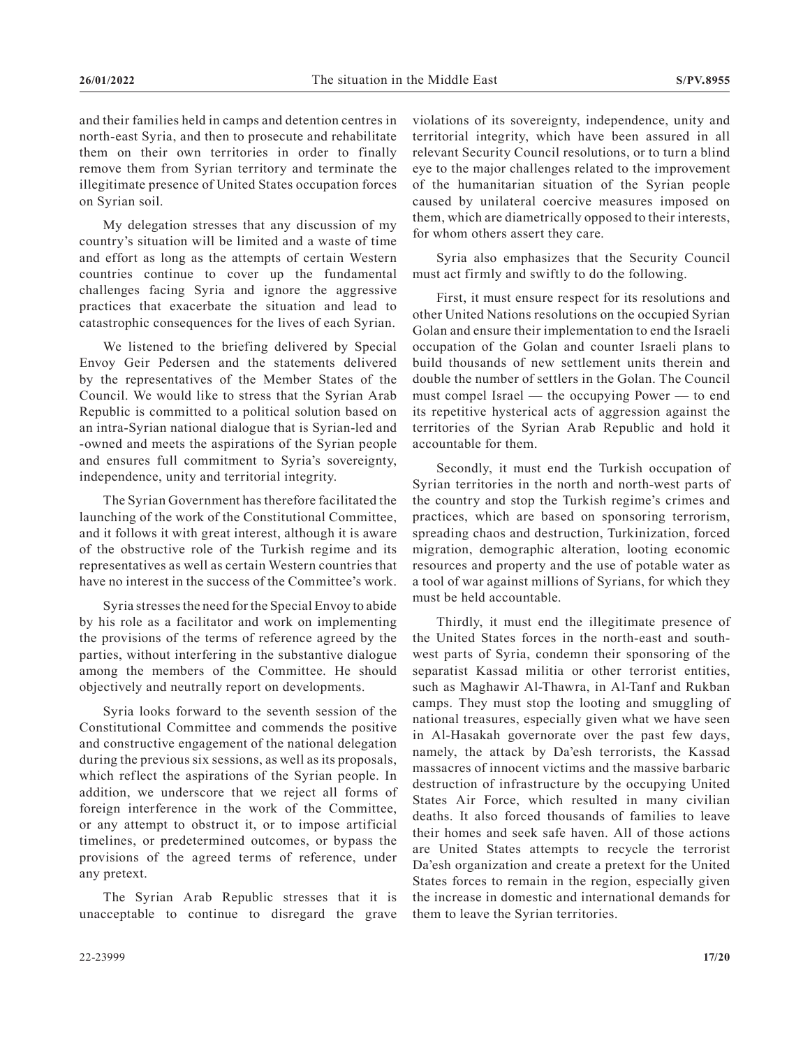and their families held in camps and detention centres in north-east Syria, and then to prosecute and rehabilitate them on their own territories in order to finally remove them from Syrian territory and terminate the illegitimate presence of United States occupation forces on Syrian soil.

My delegation stresses that any discussion of my country's situation will be limited and a waste of time and effort as long as the attempts of certain Western countries continue to cover up the fundamental challenges facing Syria and ignore the aggressive practices that exacerbate the situation and lead to catastrophic consequences for the lives of each Syrian.

We listened to the briefing delivered by Special Envoy Geir Pedersen and the statements delivered by the representatives of the Member States of the Council. We would like to stress that the Syrian Arab Republic is committed to a political solution based on an intra-Syrian national dialogue that is Syrian-led and -owned and meets the aspirations of the Syrian people and ensures full commitment to Syria's sovereignty, independence, unity and territorial integrity.

The Syrian Government has therefore facilitated the launching of the work of the Constitutional Committee, and it follows it with great interest, although it is aware of the obstructive role of the Turkish regime and its representatives as well as certain Western countries that have no interest in the success of the Committee's work.

Syria stresses the need for the Special Envoy to abide by his role as a facilitator and work on implementing the provisions of the terms of reference agreed by the parties, without interfering in the substantive dialogue among the members of the Committee. He should objectively and neutrally report on developments.

Syria looks forward to the seventh session of the Constitutional Committee and commends the positive and constructive engagement of the national delegation during the previous six sessions, as well as its proposals, which reflect the aspirations of the Syrian people. In addition, we underscore that we reject all forms of foreign interference in the work of the Committee, or any attempt to obstruct it, or to impose artificial timelines, or predetermined outcomes, or bypass the provisions of the agreed terms of reference, under any pretext.

The Syrian Arab Republic stresses that it is unacceptable to continue to disregard the grave violations of its sovereignty, independence, unity and territorial integrity, which have been assured in all relevant Security Council resolutions, or to turn a blind eye to the major challenges related to the improvement of the humanitarian situation of the Syrian people caused by unilateral coercive measures imposed on them, which are diametrically opposed to their interests, for whom others assert they care.

Syria also emphasizes that the Security Council must act firmly and swiftly to do the following.

First, it must ensure respect for its resolutions and other United Nations resolutions on the occupied Syrian Golan and ensure their implementation to end the Israeli occupation of the Golan and counter Israeli plans to build thousands of new settlement units therein and double the number of settlers in the Golan. The Council must compel Israel — the occupying Power — to end its repetitive hysterical acts of aggression against the territories of the Syrian Arab Republic and hold it accountable for them.

Secondly, it must end the Turkish occupation of Syrian territories in the north and north-west parts of the country and stop the Turkish regime's crimes and practices, which are based on sponsoring terrorism, spreading chaos and destruction, Turkinization, forced migration, demographic alteration, looting economic resources and property and the use of potable water as a tool of war against millions of Syrians, for which they must be held accountable.

Thirdly, it must end the illegitimate presence of the United States forces in the north-east and south-west parts of Syria, condemn their sponsoring of the separatist Kassad militia or other terrorist entities, such as Maghawir Al-Thawra, in Al-Tanf and Rukban camps. They must stop the looting and smuggling of national treasures, especially given what we have seen in Al-Hasakah governorate over the past few days, namely, the attack by Da'esh terrorists, the Kassad massacres of innocent victims and the massive barbaric destruction of infrastructure by the occupying United States Air Force, which resulted in many civilian deaths. It also forced thousands of families to leave their homes and seek safe haven. All of those actions are United States attempts to recycle the terrorist Da'esh organization and create a pretext for the United States forces to remain in the region, especially given the increase in domestic and international demands for them to leave the Syrian territories.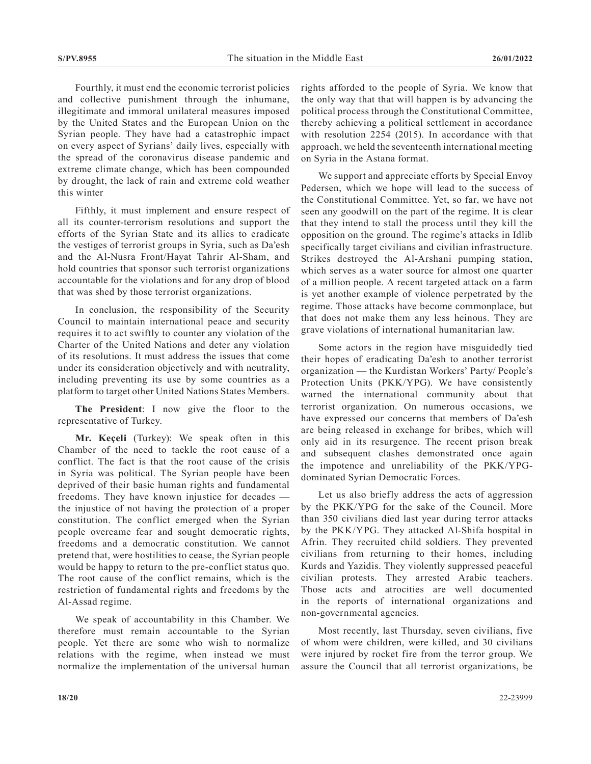Fourthly, it must end the economic terrorist policies and collective punishment through the inhumane, illegitimate and immoral unilateral measures imposed by the United States and the European Union on the Syrian people. They have had a catastrophic impact on every aspect of Syrians' daily lives, especially with the spread of the coronavirus disease pandemic and extreme climate change, which has been compounded by drought, the lack of rain and extreme cold weather this winter

Fifthly, it must implement and ensure respect of all its counter-terrorism resolutions and support the efforts of the Syrian State and its allies to eradicate the vestiges of terrorist groups in Syria, such as Da'esh and the Al-Nusra Front/Hayat Tahrir Al-Sham, and hold countries that sponsor such terrorist organizations accountable for the violations and for any drop of blood that was shed by those terrorist organizations.

In conclusion, the responsibility of the Security Council to maintain international peace and security requires it to act swiftly to counter any violation of the Charter of the United Nations and deter any violation of its resolutions. It must address the issues that come under its consideration objectively and with neutrality, including preventing its use by some countries as a platform to target other United Nations States Members.

**The President**: I now give the floor to the representative of Turkey.

**Mr. Keçeli** (Turkey): We speak often in this Chamber of the need to tackle the root cause of a conflict. The fact is that the root cause of the crisis in Syria was political. The Syrian people have been deprived of their basic human rights and fundamental freedoms. They have known injustice for decades — the injustice of not having the protection of a proper constitution. The conflict emerged when the Syrian people overcame fear and sought democratic rights, freedoms and a democratic constitution. We cannot pretend that, were hostilities to cease, the Syrian people would be happy to return to the pre-conflict status quo. The root cause of the conflict remains, which is the restriction of fundamental rights and freedoms by the Al-Assad regime.

We speak of accountability in this Chamber. We therefore must remain accountable to the Syrian people. Yet there are some who wish to normalize relations with the regime, when instead we must normalize the implementation of the universal human rights afforded to the people of Syria. We know that the only way that that will happen is by advancing the political process through the Constitutional Committee, thereby achieving a political settlement in accordance with resolution 2254 (2015). In accordance with that approach, we held the seventeenth international meeting on Syria in the Astana format.

We support and appreciate efforts by Special Envoy Pedersen, which we hope will lead to the success of the Constitutional Committee. Yet, so far, we have not seen any goodwill on the part of the regime. It is clear that they intend to stall the process until they kill the opposition on the ground. The regime's attacks in Idlib specifically target civilians and civilian infrastructure. Strikes destroyed the Al-Arshani pumping station, which serves as a water source for almost one quarter of a million people. A recent targeted attack on a farm is yet another example of violence perpetrated by the regime. Those attacks have become commonplace, but that does not make them any less heinous. They are grave violations of international humanitarian law.

Some actors in the region have misguidedly tied their hopes of eradicating Da'esh to another terrorist organization — the Kurdistan Workers' Party/ People's Protection Units (PKK/YPG). We have consistently warned the international community about that terrorist organization. On numerous occasions, we have expressed our concerns that members of Da'esh are being released in exchange for bribes, which will only aid in its resurgence. The recent prison break and subsequent clashes demonstrated once again the impotence and unreliability of the PKK/YPG-dominated Syrian Democratic Forces.

Let us also briefly address the acts of aggression by the PKK/YPG for the sake of the Council. More than 350 civilians died last year during terror attacks by the PKK/YPG. They attacked Al-Shifa hospital in Afrin. They recruited child soldiers. They prevented civilians from returning to their homes, including Kurds and Yazidis. They violently suppressed peaceful civilian protests. They arrested Arabic teachers. Those acts and atrocities are well documented in the reports of international organizations and non-governmental agencies.

Most recently, last Thursday, seven civilians, five of whom were children, were killed, and 30 civilians were injured by rocket fire from the terror group. We assure the Council that all terrorist organizations, be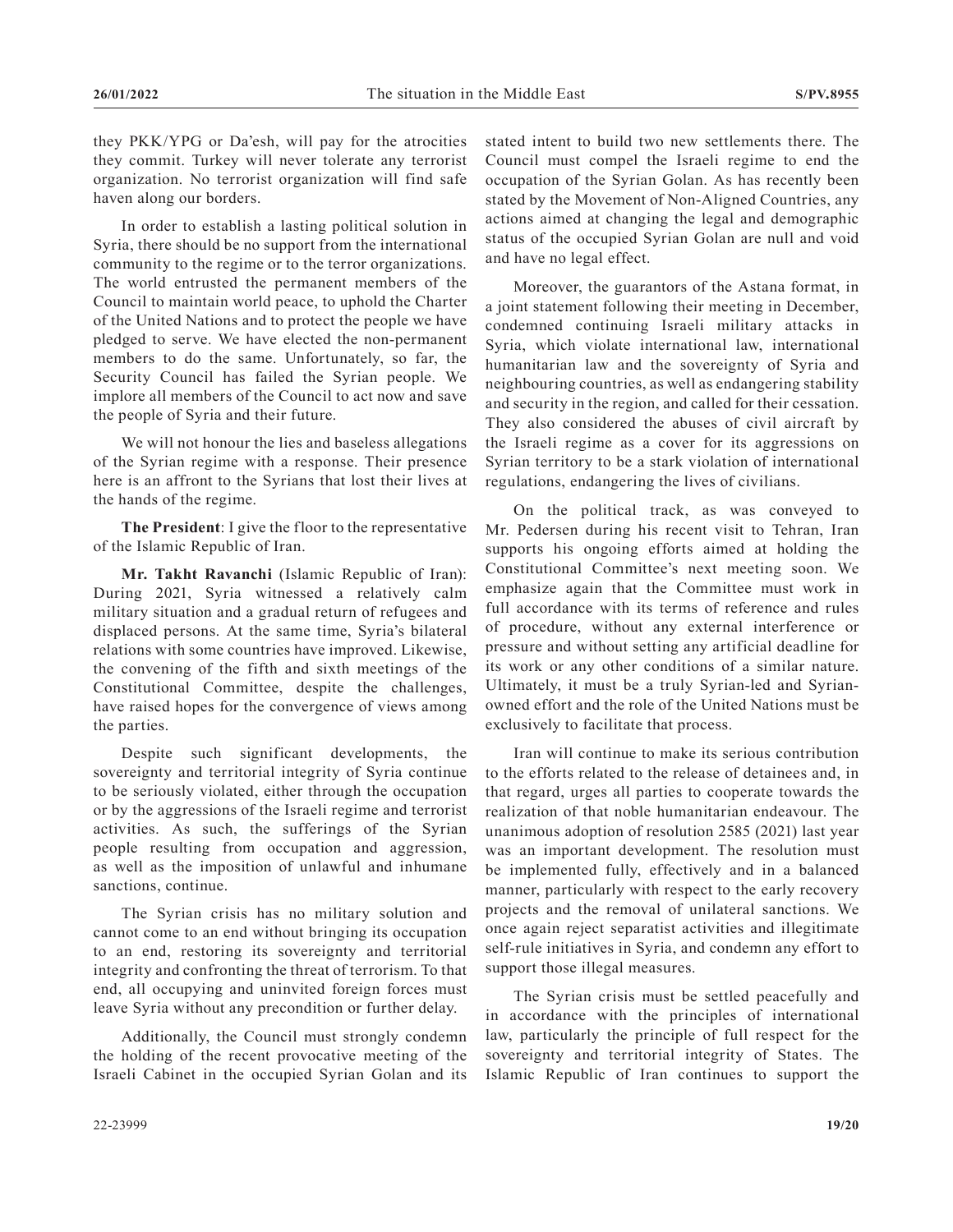they PKK/YPG or Da'esh, will pay for the atrocities they commit. Turkey will never tolerate any terrorist organization. No terrorist organization will find safe haven along our borders.

In order to establish a lasting political solution in Syria, there should be no support from the international community to the regime or to the terror organizations. The world entrusted the permanent members of the Council to maintain world peace, to uphold the Charter of the United Nations and to protect the people we have pledged to serve. We have elected the non-permanent members to do the same. Unfortunately, so far, the Security Council has failed the Syrian people. We implore all members of the Council to act now and save the people of Syria and their future.

We will not honour the lies and baseless allegations of the Syrian regime with a response. Their presence here is an affront to the Syrians that lost their lives at the hands of the regime.

**The President**: I give the floor to the representative of the Islamic Republic of Iran.

**Mr. Takht Ravanchi** (Islamic Republic of Iran): During 2021, Syria witnessed a relatively calm military situation and a gradual return of refugees and displaced persons. At the same time, Syria's bilateral relations with some countries have improved. Likewise, the convening of the fifth and sixth meetings of the Constitutional Committee, despite the challenges, have raised hopes for the convergence of views among the parties.

Despite such significant developments, the sovereignty and territorial integrity of Syria continue to be seriously violated, either through the occupation or by the aggressions of the Israeli regime and terrorist activities. As such, the sufferings of the Syrian people resulting from occupation and aggression, as well as the imposition of unlawful and inhumane sanctions, continue.

The Syrian crisis has no military solution and cannot come to an end without bringing its occupation to an end, restoring its sovereignty and territorial integrity and confronting the threat of terrorism. To that end, all occupying and uninvited foreign forces must leave Syria without any precondition or further delay.

Additionally, the Council must strongly condemn the holding of the recent provocative meeting of the Israeli Cabinet in the occupied Syrian Golan and its stated intent to build two new settlements there. The Council must compel the Israeli regime to end the occupation of the Syrian Golan. As has recently been stated by the Movement of Non-Aligned Countries, any actions aimed at changing the legal and demographic status of the occupied Syrian Golan are null and void and have no legal effect.

Moreover, the guarantors of the Astana format, in a joint statement following their meeting in December, condemned continuing Israeli military attacks in Syria, which violate international law, international humanitarian law and the sovereignty of Syria and neighbouring countries, as well as endangering stability and security in the region, and called for their cessation. They also considered the abuses of civil aircraft by the Israeli regime as a cover for its aggressions on Syrian territory to be a stark violation of international regulations, endangering the lives of civilians.

On the political track, as was conveyed to Mr. Pedersen during his recent visit to Tehran, Iran supports his ongoing efforts aimed at holding the Constitutional Committee's next meeting soon. We emphasize again that the Committee must work in full accordance with its terms of reference and rules of procedure, without any external interference or pressure and without setting any artificial deadline for its work or any other conditions of a similar nature. Ultimately, it must be a truly Syrian-led and Syrian-owned effort and the role of the United Nations must be exclusively to facilitate that process.

Iran will continue to make its serious contribution to the efforts related to the release of detainees and, in that regard, urges all parties to cooperate towards the realization of that noble humanitarian endeavour. The unanimous adoption of resolution 2585 (2021) last year was an important development. The resolution must be implemented fully, effectively and in a balanced manner, particularly with respect to the early recovery projects and the removal of unilateral sanctions. We once again reject separatist activities and illegitimate self-rule initiatives in Syria, and condemn any effort to support those illegal measures.

The Syrian crisis must be settled peacefully and in accordance with the principles of international law, particularly the principle of full respect for the sovereignty and territorial integrity of States. The Islamic Republic of Iran continues to support the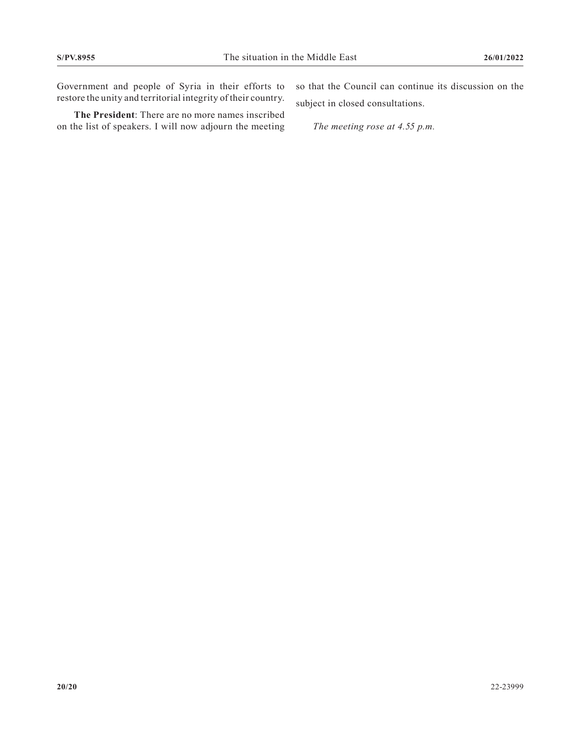Government and people of Syria in their efforts to restore the unity and territorial integrity of their country.

**The President**: There are no more names inscribed on the list of speakers. I will now adjourn the meeting so that the Council can continue its discussion on the subject in closed consultations.

*The meeting rose at 4.55 p.m.*